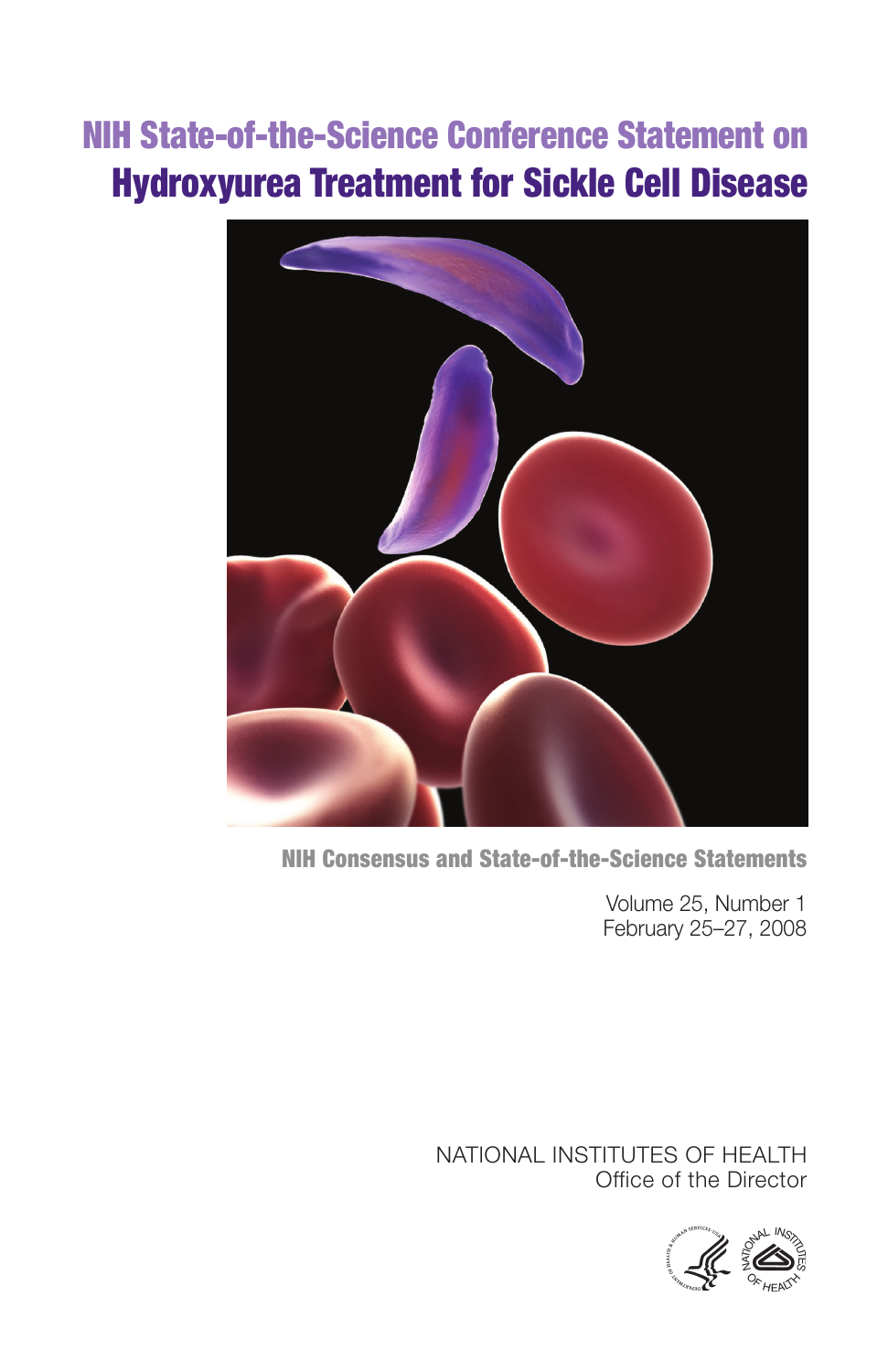# NIH State-of-the-Science Conference Statement on
# Hydroxyurea Treatment for Sickle Cell Disease

**NIH Consensus and State-of-the-Science Statements**

Volume 25, Number 1
February 25–27, 2008

NATIONAL INSTITUTES OF HEALTH
Office of the Director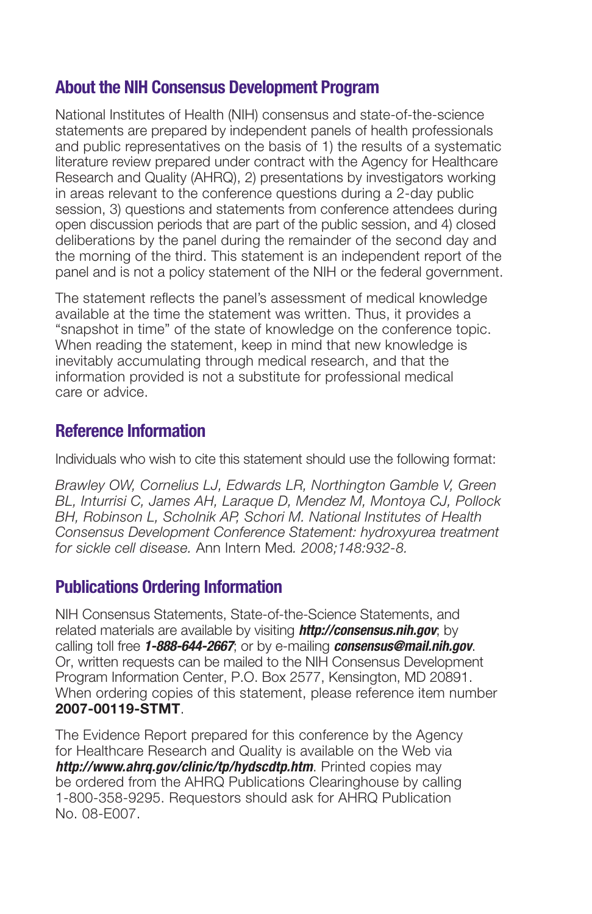## About the NIH Consensus Development Program

National Institutes of Health (NIH) consensus and state-of-the-science statements are prepared by independent panels of health professionals and public representatives on the basis of 1) the results of a systematic literature review prepared under contract with the Agency for Healthcare Research and Quality (AHRQ), 2) presentations by investigators working in areas relevant to the conference questions during a 2-day public session, 3) questions and statements from conference attendees during open discussion periods that are part of the public session, and 4) closed deliberations by the panel during the remainder of the second day and the morning of the third. This statement is an independent report of the panel and is not a policy statement of the NIH or the federal government.

The statement reflects the panel's assessment of medical knowledge available at the time the statement was written. Thus, it provides a "snapshot in time" of the state of knowledge on the conference topic. When reading the statement, keep in mind that new knowledge is inevitably accumulating through medical research, and that the information provided is not a substitute for professional medical care or advice.

## Reference Information

Individuals who wish to cite this statement should use the following format:

*Brawley OW, Cornelius LJ, Edwards LR, Northington Gamble V, Green BL, Inturrisi C, James AH, Laraque D, Mendez M, Montoya CJ, Pollock BH, Robinson L, Scholnik AP, Schori M. National Institutes of Health Consensus Development Conference Statement: hydroxyurea treatment for sickle cell disease.* Ann Intern Med*. 2008;148:932-8.*

## Publications Ordering Information

NIH Consensus Statements, State-of-the-Science Statements, and related materials are available by visiting ***http://consensus.nih.gov***; by calling toll free ***1-888-644-2667***; or by e-mailing ***consensus@mail.nih.gov***. Or, written requests can be mailed to the NIH Consensus Development Program Information Center, P.O. Box 2577, Kensington, MD 20891. When ordering copies of this statement, please reference item number **2007-00119-STMT**.

The Evidence Report prepared for this conference by the Agency for Healthcare Research and Quality is available on the Web via ***http://www.ahrq.gov/clinic/tp/hydscdtp.htm***. Printed copies may be ordered from the AHRQ Publications Clearinghouse by calling 1-800-358-9295. Requestors should ask for AHRQ Publication No. 08-E007.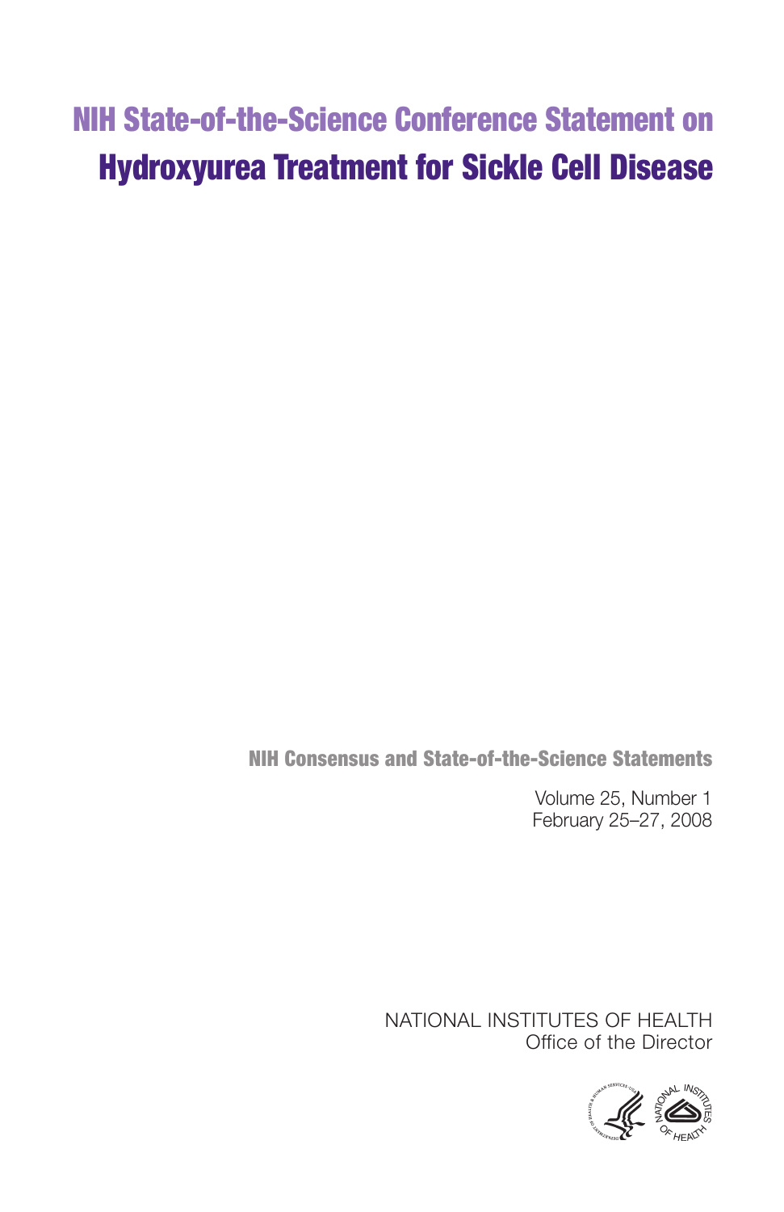# NIH State-of-the-Science Conference Statement on Hydroxyurea Treatment for Sickle Cell Disease

**NIH Consensus and State-of-the-Science Statements**

Volume 25, Number 1
February 25–27, 2008

NATIONAL INSTITUTES OF HEALTH
Office of the Director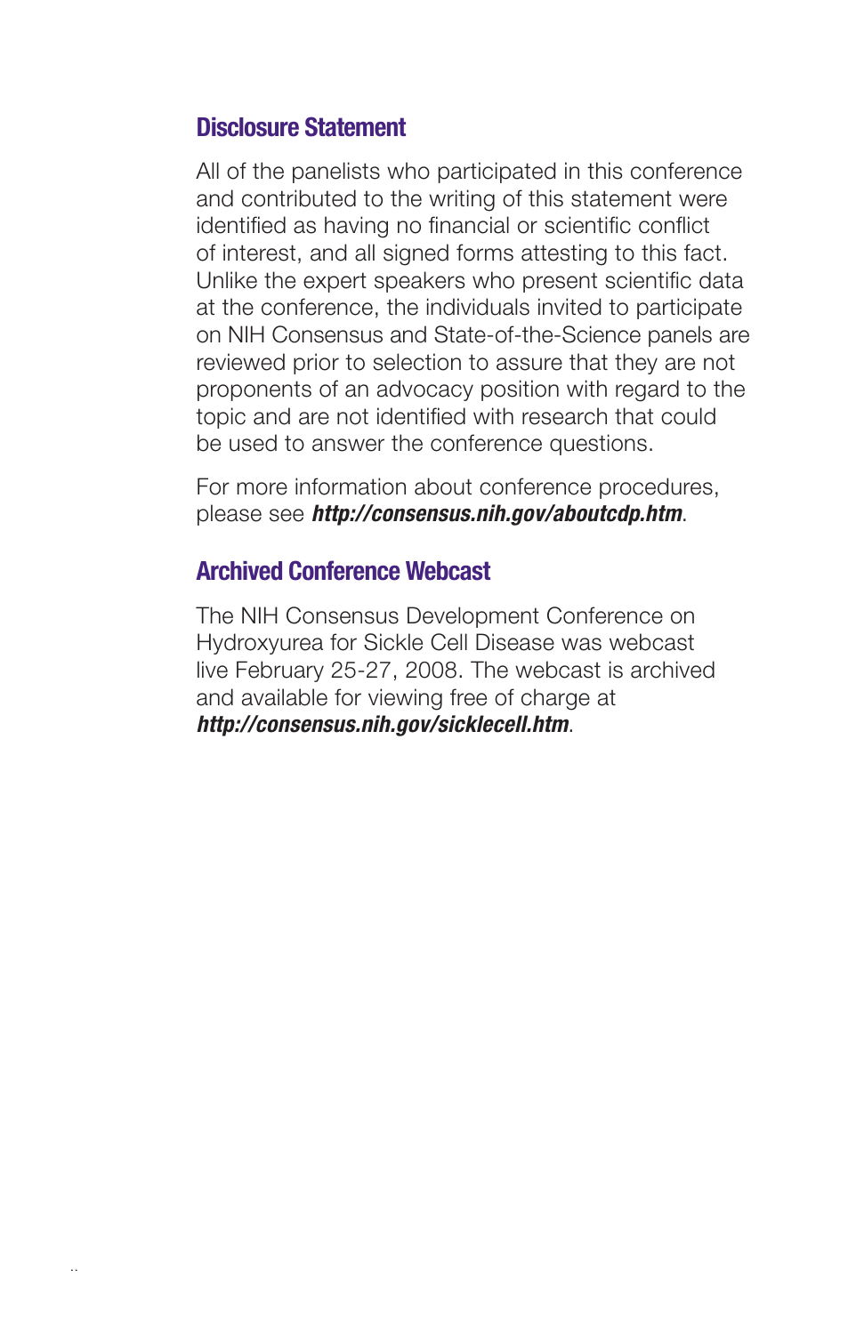## Disclosure Statement

All of the panelists who participated in this conference and contributed to the writing of this statement were identified as having no financial or scientific conflict of interest, and all signed forms attesting to this fact. Unlike the expert speakers who present scientific data at the conference, the individuals invited to participate on NIH Consensus and State-of-the-Science panels are reviewed prior to selection to assure that they are not proponents of an advocacy position with regard to the topic and are not identified with research that could be used to answer the conference questions.

For more information about conference procedures, please see ***http://consensus.nih.gov/aboutcdp.htm***.

## Archived Conference Webcast

The NIH Consensus Development Conference on Hydroxyurea for Sickle Cell Disease was webcast live February 25-27, 2008. The webcast is archived and available for viewing free of charge at ***http://consensus.nih.gov/sicklecell.htm***.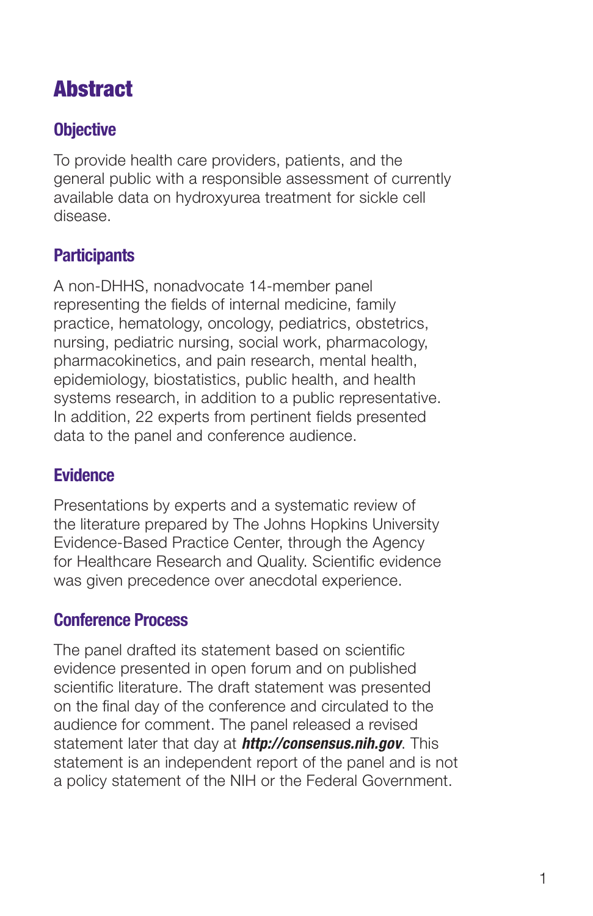# Abstract

## Objective

To provide health care providers, patients, and the general public with a responsible assessment of currently available data on hydroxyurea treatment for sickle cell disease.

## Participants

A non-DHHS, nonadvocate 14-member panel representing the fields of internal medicine, family practice, hematology, oncology, pediatrics, obstetrics, nursing, pediatric nursing, social work, pharmacology, pharmacokinetics, and pain research, mental health, epidemiology, biostatistics, public health, and health systems research, in addition to a public representative. In addition, 22 experts from pertinent fields presented data to the panel and conference audience.

## Evidence

Presentations by experts and a systematic review of the literature prepared by The Johns Hopkins University Evidence-Based Practice Center, through the Agency for Healthcare Research and Quality. Scientific evidence was given precedence over anecdotal experience.

## Conference Process

The panel drafted its statement based on scientific evidence presented in open forum and on published scientific literature. The draft statement was presented on the final day of the conference and circulated to the audience for comment. The panel released a revised statement later that day at ***http://consensus.nih.gov***. This statement is an independent report of the panel and is not a policy statement of the NIH or the Federal Government.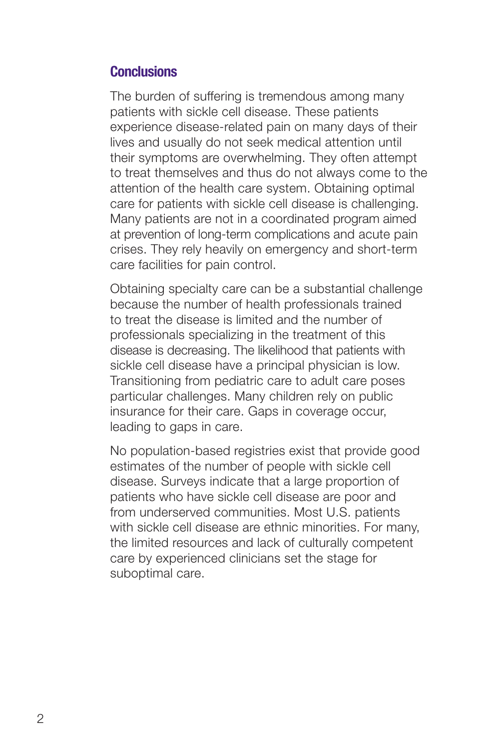## Conclusions

The burden of suffering is tremendous among many patients with sickle cell disease. These patients experience disease-related pain on many days of their lives and usually do not seek medical attention until their symptoms are overwhelming. They often attempt to treat themselves and thus do not always come to the attention of the health care system. Obtaining optimal care for patients with sickle cell disease is challenging. Many patients are not in a coordinated program aimed at prevention of long-term complications and acute pain crises. They rely heavily on emergency and short-term care facilities for pain control.

Obtaining specialty care can be a substantial challenge because the number of health professionals trained to treat the disease is limited and the number of professionals specializing in the treatment of this disease is decreasing. The likelihood that patients with sickle cell disease have a principal physician is low. Transitioning from pediatric care to adult care poses particular challenges. Many children rely on public insurance for their care. Gaps in coverage occur, leading to gaps in care.

No population-based registries exist that provide good estimates of the number of people with sickle cell disease. Surveys indicate that a large proportion of patients who have sickle cell disease are poor and from underserved communities. Most U.S. patients with sickle cell disease are ethnic minorities. For many, the limited resources and lack of culturally competent care by experienced clinicians set the stage for suboptimal care.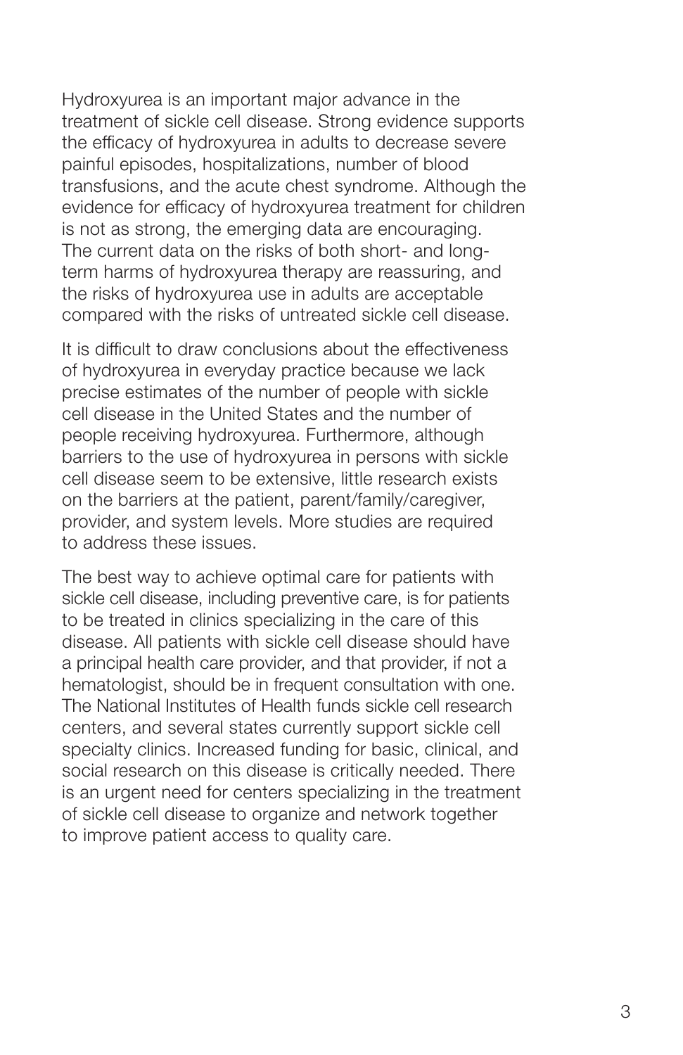Hydroxyurea is an important major advance in the treatment of sickle cell disease. Strong evidence supports the efficacy of hydroxyurea in adults to decrease severe painful episodes, hospitalizations, number of blood transfusions, and the acute chest syndrome. Although the evidence for efficacy of hydroxyurea treatment for children is not as strong, the emerging data are encouraging. The current data on the risks of both short- and long-term harms of hydroxyurea therapy are reassuring, and the risks of hydroxyurea use in adults are acceptable compared with the risks of untreated sickle cell disease.

It is difficult to draw conclusions about the effectiveness of hydroxyurea in everyday practice because we lack precise estimates of the number of people with sickle cell disease in the United States and the number of people receiving hydroxyurea. Furthermore, although barriers to the use of hydroxyurea in persons with sickle cell disease seem to be extensive, little research exists on the barriers at the patient, parent/family/caregiver, provider, and system levels. More studies are required to address these issues.

The best way to achieve optimal care for patients with sickle cell disease, including preventive care, is for patients to be treated in clinics specializing in the care of this disease. All patients with sickle cell disease should have a principal health care provider, and that provider, if not a hematologist, should be in frequent consultation with one. The National Institutes of Health funds sickle cell research centers, and several states currently support sickle cell specialty clinics. Increased funding for basic, clinical, and social research on this disease is critically needed. There is an urgent need for centers specializing in the treatment of sickle cell disease to organize and network together to improve patient access to quality care.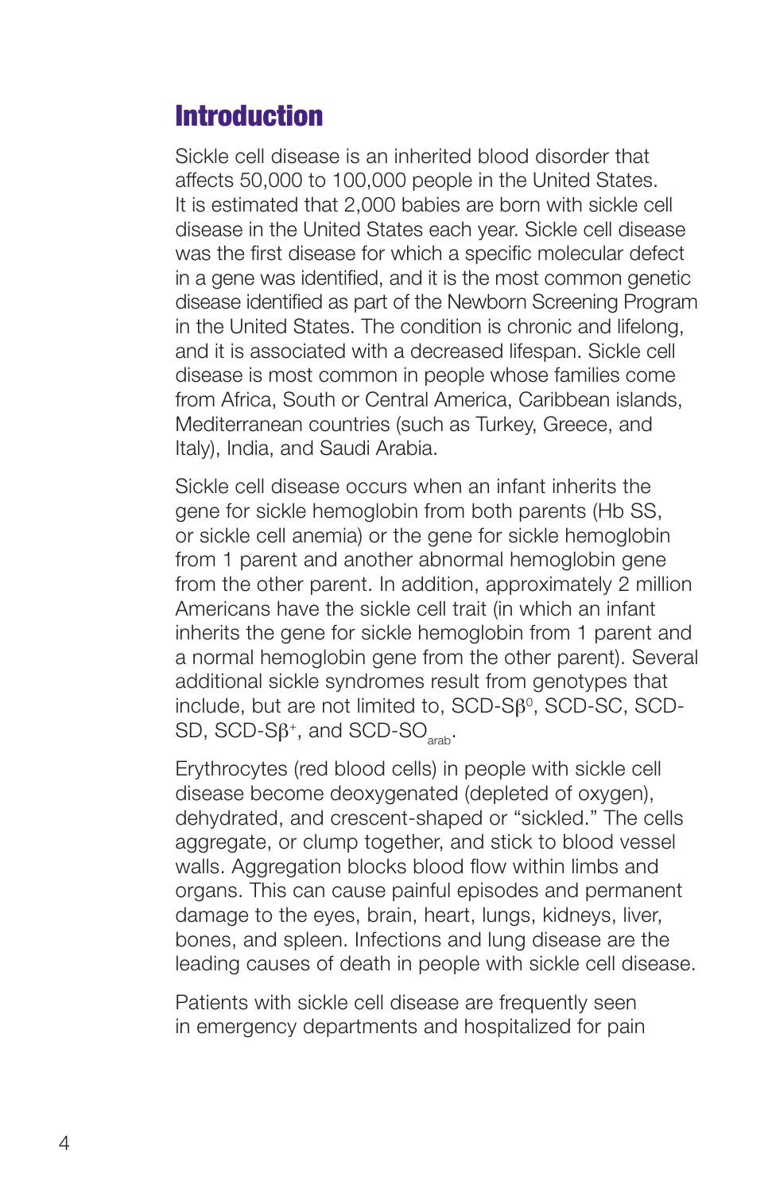# Introduction

Sickle cell disease is an inherited blood disorder that affects 50,000 to 100,000 people in the United States. It is estimated that 2,000 babies are born with sickle cell disease in the United States each year. Sickle cell disease was the first disease for which a specific molecular defect in a gene was identified, and it is the most common genetic disease identified as part of the Newborn Screening Program in the United States. The condition is chronic and lifelong, and it is associated with a decreased lifespan. Sickle cell disease is most common in people whose families come from Africa, South or Central America, Caribbean islands, Mediterranean countries (such as Turkey, Greece, and Italy), India, and Saudi Arabia.

Sickle cell disease occurs when an infant inherits the gene for sickle hemoglobin from both parents (Hb SS, or sickle cell anemia) or the gene for sickle hemoglobin from 1 parent and another abnormal hemoglobin gene from the other parent. In addition, approximately 2 million Americans have the sickle cell trait (in which an infant inherits the gene for sickle hemoglobin from 1 parent and a normal hemoglobin gene from the other parent). Several additional sickle syndromes result from genotypes that include, but are not limited to, SCD-S$\beta^0$, SCD-SC, SCD-SD, SCD-S$\beta^+$, and SCD-$SO_{arab}$.

Erythrocytes (red blood cells) in people with sickle cell disease become deoxygenated (depleted of oxygen), dehydrated, and crescent-shaped or "sickled." The cells aggregate, or clump together, and stick to blood vessel walls. Aggregation blocks blood flow within limbs and organs. This can cause painful episodes and permanent damage to the eyes, brain, heart, lungs, kidneys, liver, bones, and spleen. Infections and lung disease are the leading causes of death in people with sickle cell disease.

Patients with sickle cell disease are frequently seen in emergency departments and hospitalized for pain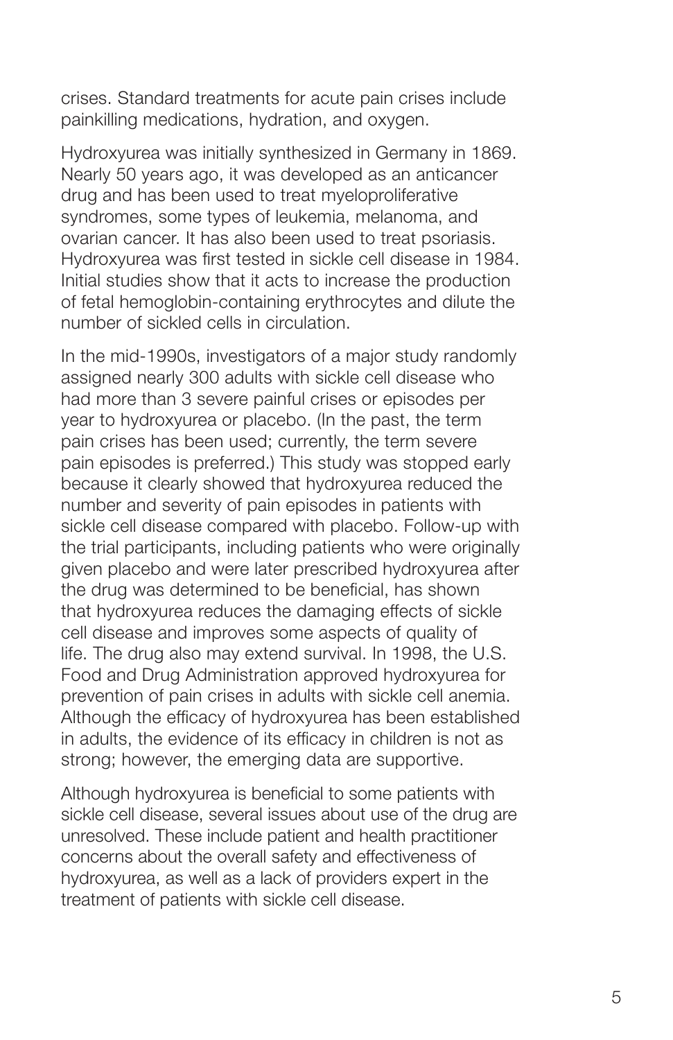crises. Standard treatments for acute pain crises include painkilling medications, hydration, and oxygen.

Hydroxyurea was initially synthesized in Germany in 1869. Nearly 50 years ago, it was developed as an anticancer drug and has been used to treat myeloproliferative syndromes, some types of leukemia, melanoma, and ovarian cancer. It has also been used to treat psoriasis. Hydroxyurea was first tested in sickle cell disease in 1984. Initial studies show that it acts to increase the production of fetal hemoglobin-containing erythrocytes and dilute the number of sickled cells in circulation.

In the mid-1990s, investigators of a major study randomly assigned nearly 300 adults with sickle cell disease who had more than 3 severe painful crises or episodes per year to hydroxyurea or placebo. (In the past, the term pain crises has been used; currently, the term severe pain episodes is preferred.) This study was stopped early because it clearly showed that hydroxyurea reduced the number and severity of pain episodes in patients with sickle cell disease compared with placebo. Follow-up with the trial participants, including patients who were originally given placebo and were later prescribed hydroxyurea after the drug was determined to be beneficial, has shown that hydroxyurea reduces the damaging effects of sickle cell disease and improves some aspects of quality of life. The drug also may extend survival. In 1998, the U.S. Food and Drug Administration approved hydroxyurea for prevention of pain crises in adults with sickle cell anemia. Although the efficacy of hydroxyurea has been established in adults, the evidence of its efficacy in children is not as strong; however, the emerging data are supportive.

Although hydroxyurea is beneficial to some patients with sickle cell disease, several issues about use of the drug are unresolved. These include patient and health practitioner concerns about the overall safety and effectiveness of hydroxyurea, as well as a lack of providers expert in the treatment of patients with sickle cell disease.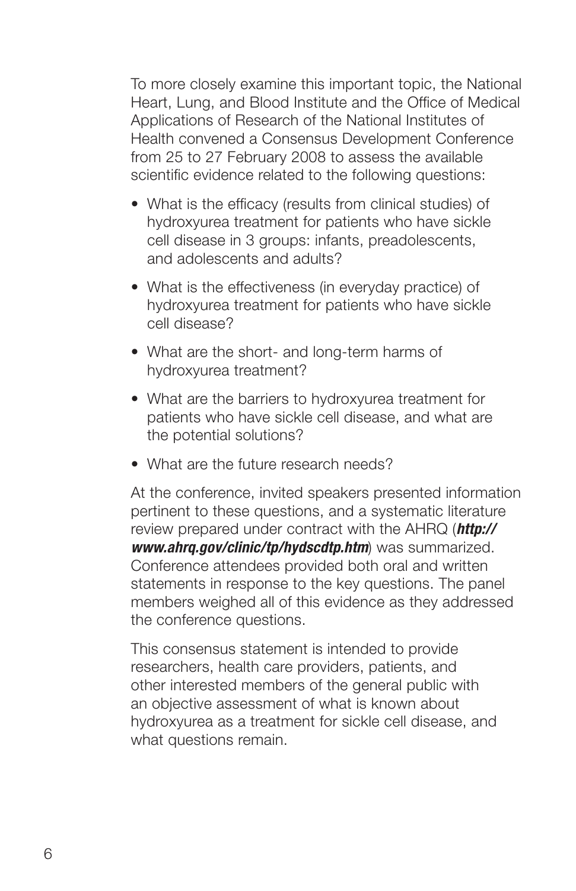To more closely examine this important topic, the National Heart, Lung, and Blood Institute and the Office of Medical Applications of Research of the National Institutes of Health convened a Consensus Development Conference from 25 to 27 February 2008 to assess the available scientific evidence related to the following questions:

- What is the efficacy (results from clinical studies) of hydroxyurea treatment for patients who have sickle cell disease in 3 groups: infants, preadolescents, and adolescents and adults?
- What is the effectiveness (in everyday practice) of hydroxyurea treatment for patients who have sickle cell disease?
- What are the short- and long-term harms of hydroxyurea treatment?
- What are the barriers to hydroxyurea treatment for patients who have sickle cell disease, and what are the potential solutions?
- What are the future research needs?

At the conference, invited speakers presented information pertinent to these questions, and a systematic literature review prepared under contract with the AHRQ (***http://www.ahrq.gov/clinic/tp/hydscdtp.htm***) was summarized. Conference attendees provided both oral and written statements in response to the key questions. The panel members weighed all of this evidence as they addressed the conference questions.

This consensus statement is intended to provide researchers, health care providers, patients, and other interested members of the general public with an objective assessment of what is known about hydroxyurea as a treatment for sickle cell disease, and what questions remain.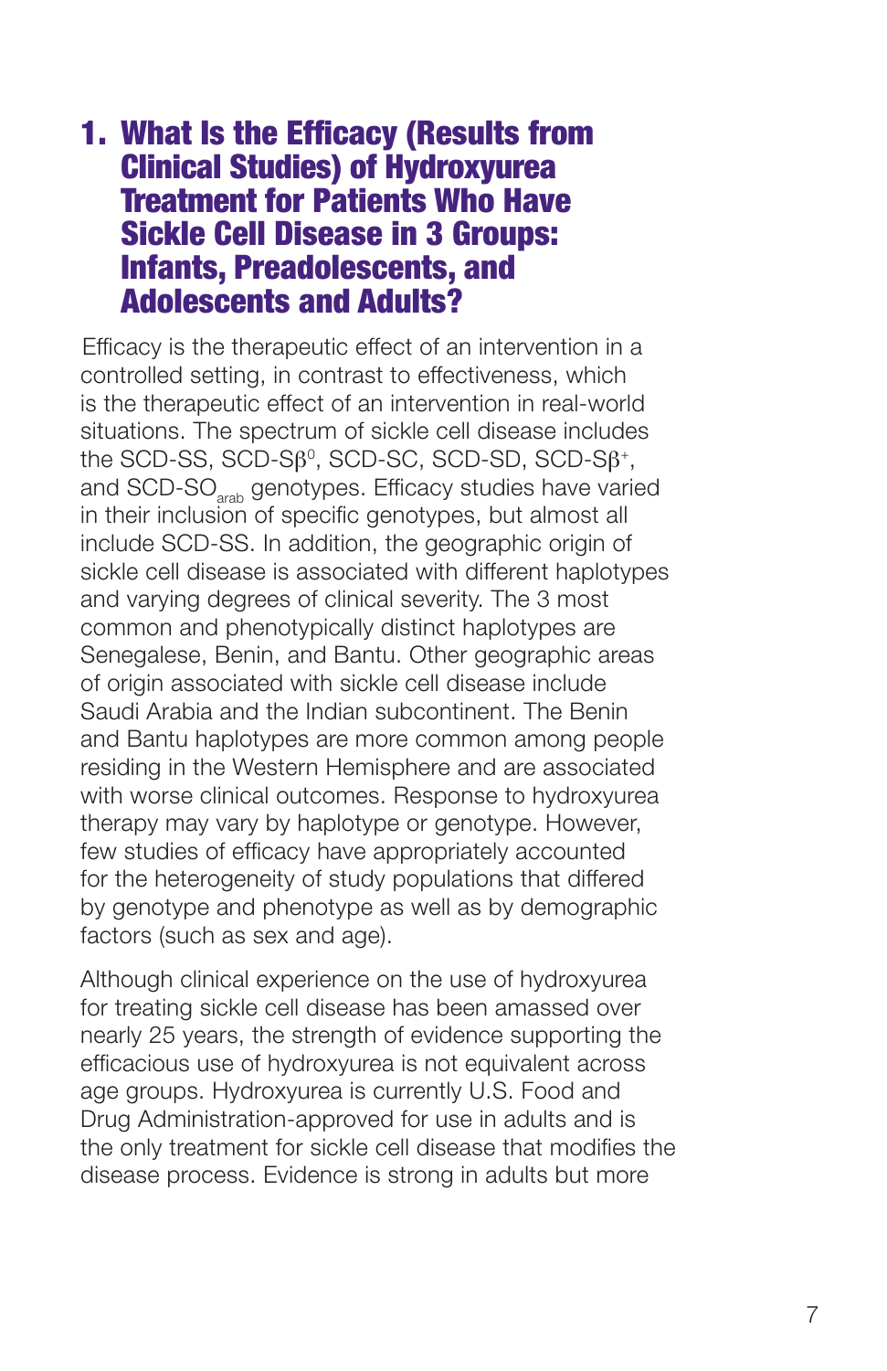## 1. What Is the Efficacy (Results from Clinical Studies) of Hydroxyurea Treatment for Patients Who Have Sickle Cell Disease in 3 Groups: Infants, Preadolescents, and Adolescents and Adults?

Efficacy is the therapeutic effect of an intervention in a controlled setting, in contrast to effectiveness, which is the therapeutic effect of an intervention in real-world situations. The spectrum of sickle cell disease includes the SCD-SS, SCD-S$\beta^0$, SCD-SC, SCD-SD, SCD-S$\beta^+$, and SCD-SO$_{arab}$ genotypes. Efficacy studies have varied in their inclusion of specific genotypes, but almost all include SCD-SS. In addition, the geographic origin of sickle cell disease is associated with different haplotypes and varying degrees of clinical severity. The 3 most common and phenotypically distinct haplotypes are Senegalese, Benin, and Bantu. Other geographic areas of origin associated with sickle cell disease include Saudi Arabia and the Indian subcontinent. The Benin and Bantu haplotypes are more common among people residing in the Western Hemisphere and are associated with worse clinical outcomes. Response to hydroxyurea therapy may vary by haplotype or genotype. However, few studies of efficacy have appropriately accounted for the heterogeneity of study populations that differed by genotype and phenotype as well as by demographic factors (such as sex and age).

Although clinical experience on the use of hydroxyurea for treating sickle cell disease has been amassed over nearly 25 years, the strength of evidence supporting the efficacious use of hydroxyurea is not equivalent across age groups. Hydroxyurea is currently U.S. Food and Drug Administration-approved for use in adults and is the only treatment for sickle cell disease that modifies the disease process. Evidence is strong in adults but more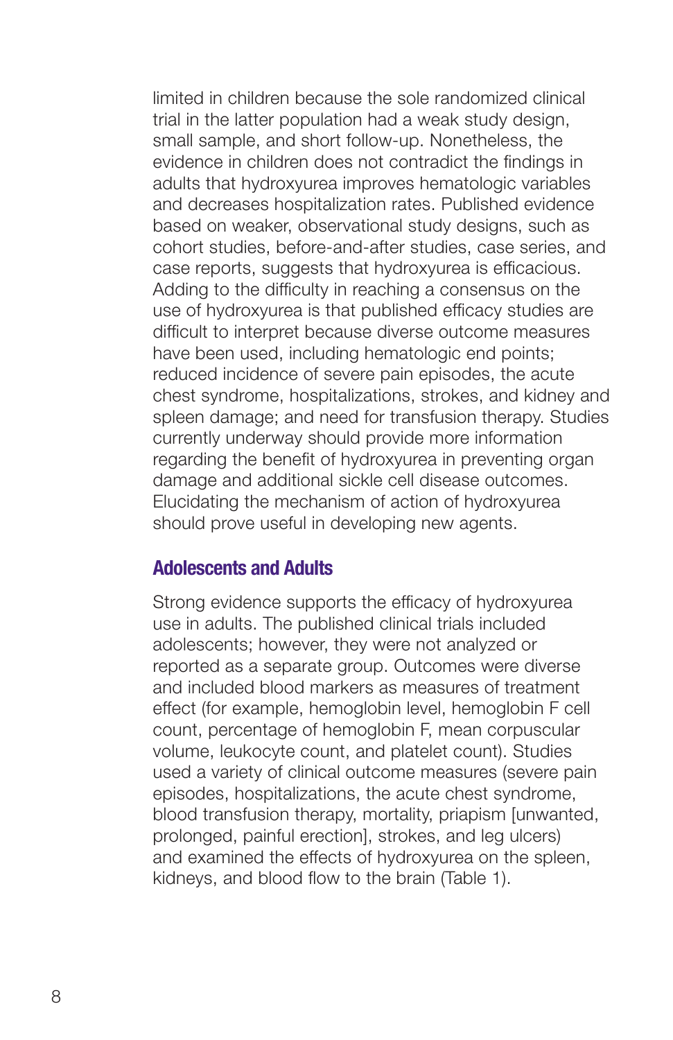limited in children because the sole randomized clinical trial in the latter population had a weak study design, small sample, and short follow-up. Nonetheless, the evidence in children does not contradict the findings in adults that hydroxyurea improves hematologic variables and decreases hospitalization rates. Published evidence based on weaker, observational study designs, such as cohort studies, before-and-after studies, case series, and case reports, suggests that hydroxyurea is efficacious. Adding to the difficulty in reaching a consensus on the use of hydroxyurea is that published efficacy studies are difficult to interpret because diverse outcome measures have been used, including hematologic end points; reduced incidence of severe pain episodes, the acute chest syndrome, hospitalizations, strokes, and kidney and spleen damage; and need for transfusion therapy. Studies currently underway should provide more information regarding the benefit of hydroxyurea in preventing organ damage and additional sickle cell disease outcomes. Elucidating the mechanism of action of hydroxyurea should prove useful in developing new agents.

## Adolescents and Adults

Strong evidence supports the efficacy of hydroxyurea use in adults. The published clinical trials included adolescents; however, they were not analyzed or reported as a separate group. Outcomes were diverse and included blood markers as measures of treatment effect (for example, hemoglobin level, hemoglobin F cell count, percentage of hemoglobin F, mean corpuscular volume, leukocyte count, and platelet count). Studies used a variety of clinical outcome measures (severe pain episodes, hospitalizations, the acute chest syndrome, blood transfusion therapy, mortality, priapism [unwanted, prolonged, painful erection], strokes, and leg ulcers) and examined the effects of hydroxyurea on the spleen, kidneys, and blood flow to the brain (Table 1).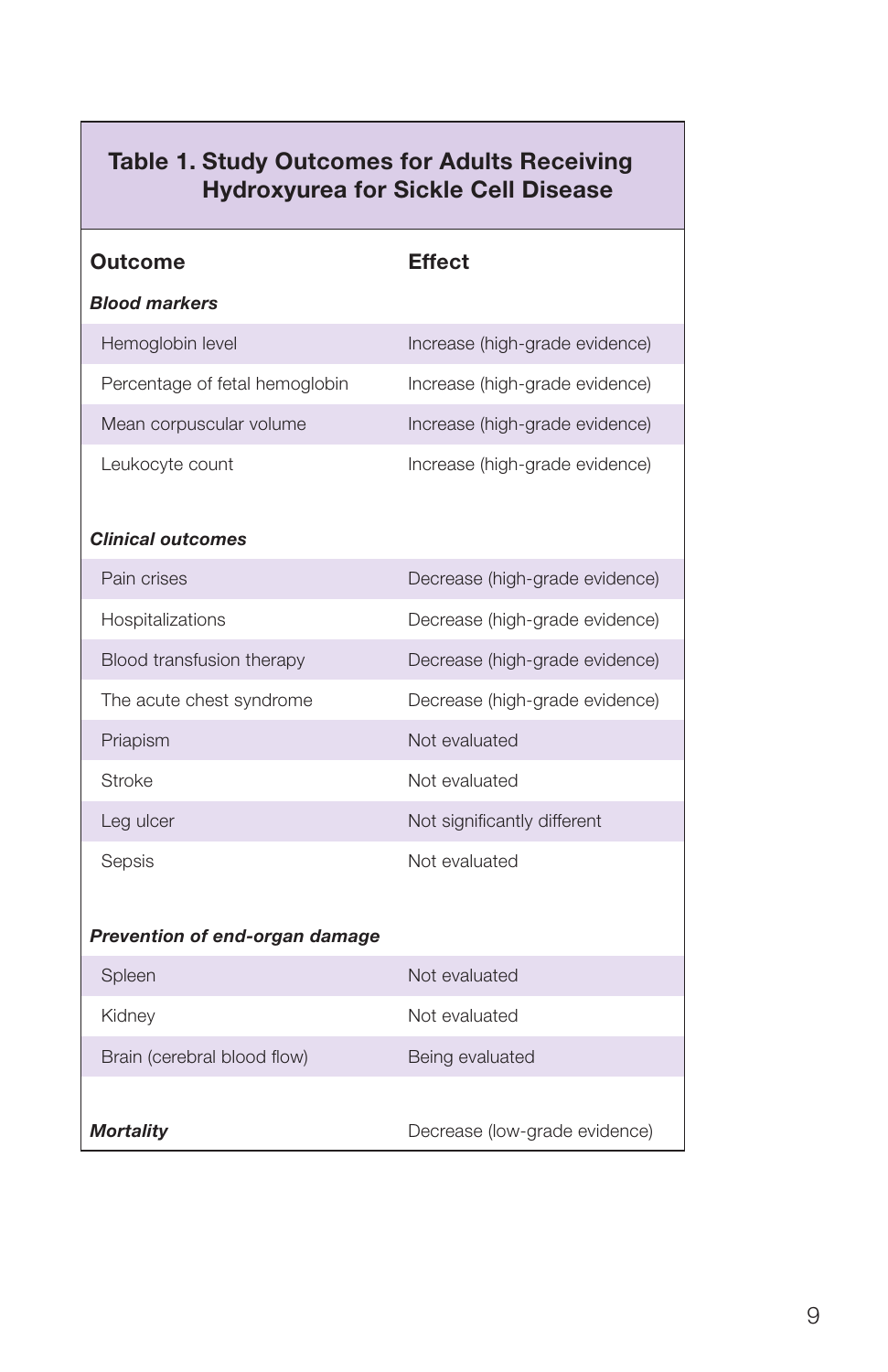**Table 1. Study Outcomes for Adults Receiving Hydroxyurea for Sickle Cell Disease**

| Outcome | Effect |
|---|---|
| ***Blood markers*** | |
| Hemoglobin level | Increase (high-grade evidence) |
| Percentage of fetal hemoglobin | Increase (high-grade evidence) |
| Mean corpuscular volume | Increase (high-grade evidence) |
| Leukocyte count | Increase (high-grade evidence) |
| ***Clinical outcomes*** | |
| Pain crises | Decrease (high-grade evidence) |
| Hospitalizations | Decrease (high-grade evidence) |
| Blood transfusion therapy | Decrease (high-grade evidence) |
| The acute chest syndrome | Decrease (high-grade evidence) |
| Priapism | Not evaluated |
| Stroke | Not evaluated |
| Leg ulcer | Not significantly different |
| Sepsis | Not evaluated |
| ***Prevention of end-organ damage*** | |
| Spleen | Not evaluated |
| Kidney | Not evaluated |
| Brain (cerebral blood flow) | Being evaluated |
| ***Mortality*** | Decrease (low-grade evidence) |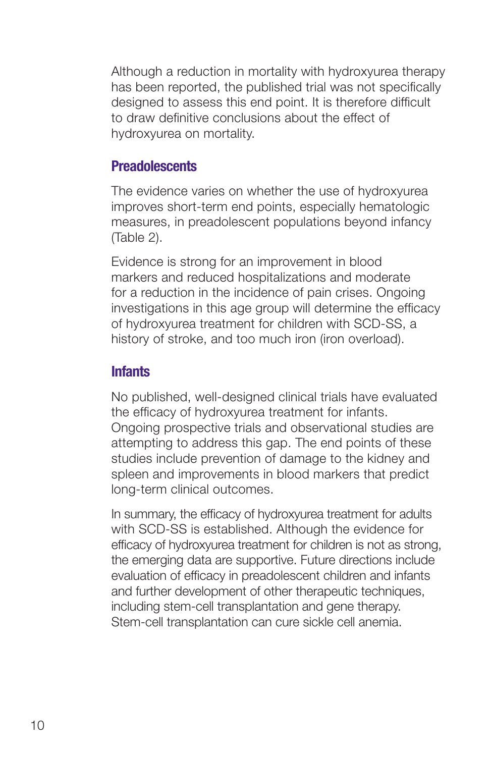Although a reduction in mortality with hydroxyurea therapy has been reported, the published trial was not specifically designed to assess this end point. It is therefore difficult to draw definitive conclusions about the effect of hydroxyurea on mortality.

### Preadolescents

The evidence varies on whether the use of hydroxyurea improves short-term end points, especially hematologic measures, in preadolescent populations beyond infancy (Table 2).

Evidence is strong for an improvement in blood markers and reduced hospitalizations and moderate for a reduction in the incidence of pain crises. Ongoing investigations in this age group will determine the efficacy of hydroxyurea treatment for children with SCD-SS, a history of stroke, and too much iron (iron overload).

### Infants

No published, well-designed clinical trials have evaluated the efficacy of hydroxyurea treatment for infants. Ongoing prospective trials and observational studies are attempting to address this gap. The end points of these studies include prevention of damage to the kidney and spleen and improvements in blood markers that predict long-term clinical outcomes.

In summary, the efficacy of hydroxyurea treatment for adults with SCD-SS is established. Although the evidence for efficacy of hydroxyurea treatment for children is not as strong, the emerging data are supportive. Future directions include evaluation of efficacy in preadolescent children and infants and further development of other therapeutic techniques, including stem-cell transplantation and gene therapy. Stem-cell transplantation can cure sickle cell anemia.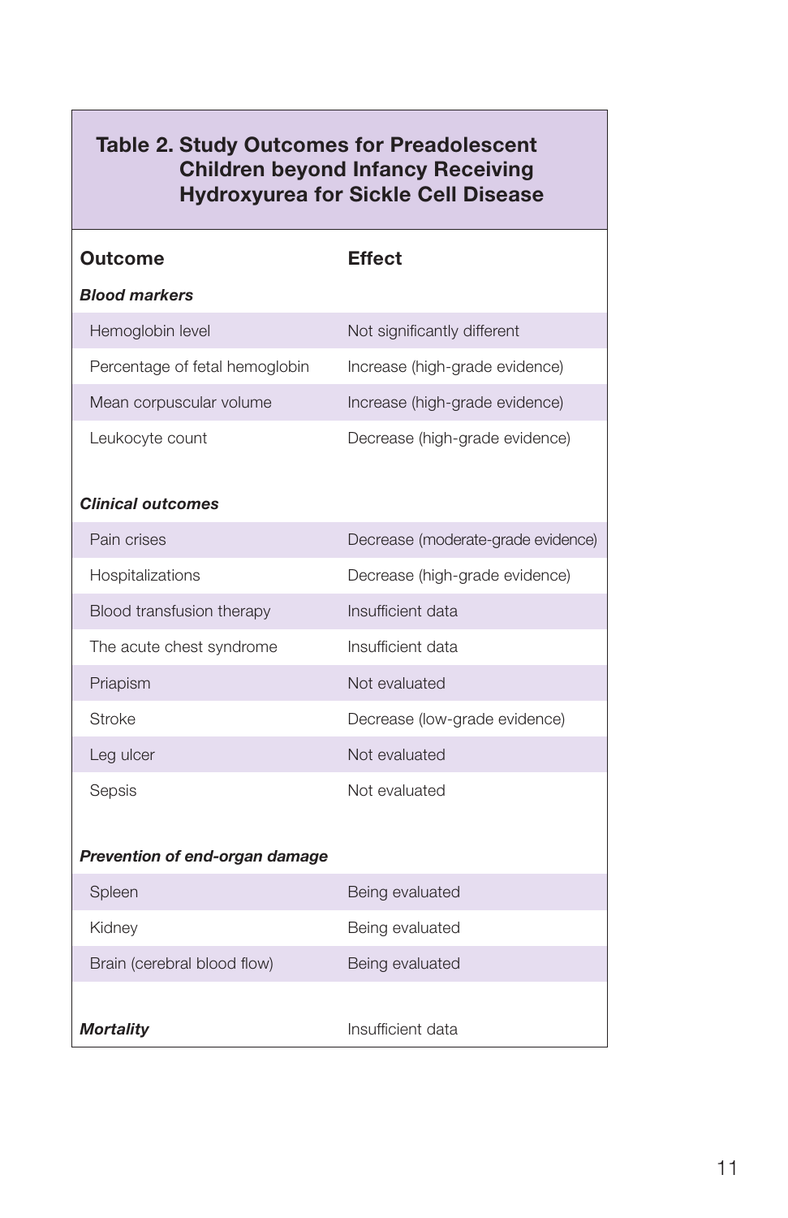**Table 2. Study Outcomes for Preadolescent Children beyond Infancy Receiving Hydroxyurea for Sickle Cell Disease**

| Outcome | Effect |
|---|---|
| ***Blood markers*** | |
| Hemoglobin level | Not significantly different |
| Percentage of fetal hemoglobin | Increase (high-grade evidence) |
| Mean corpuscular volume | Increase (high-grade evidence) |
| Leukocyte count | Decrease (high-grade evidence) |
| ***Clinical outcomes*** | |
| Pain crises | Decrease (moderate-grade evidence) |
| Hospitalizations | Decrease (high-grade evidence) |
| Blood transfusion therapy | Insufficient data |
| The acute chest syndrome | Insufficient data |
| Priapism | Not evaluated |
| Stroke | Decrease (low-grade evidence) |
| Leg ulcer | Not evaluated |
| Sepsis | Not evaluated |
| ***Prevention of end-organ damage*** | |
| Spleen | Being evaluated |
| Kidney | Being evaluated |
| Brain (cerebral blood flow) | Being evaluated |
| ***Mortality*** | Insufficient data |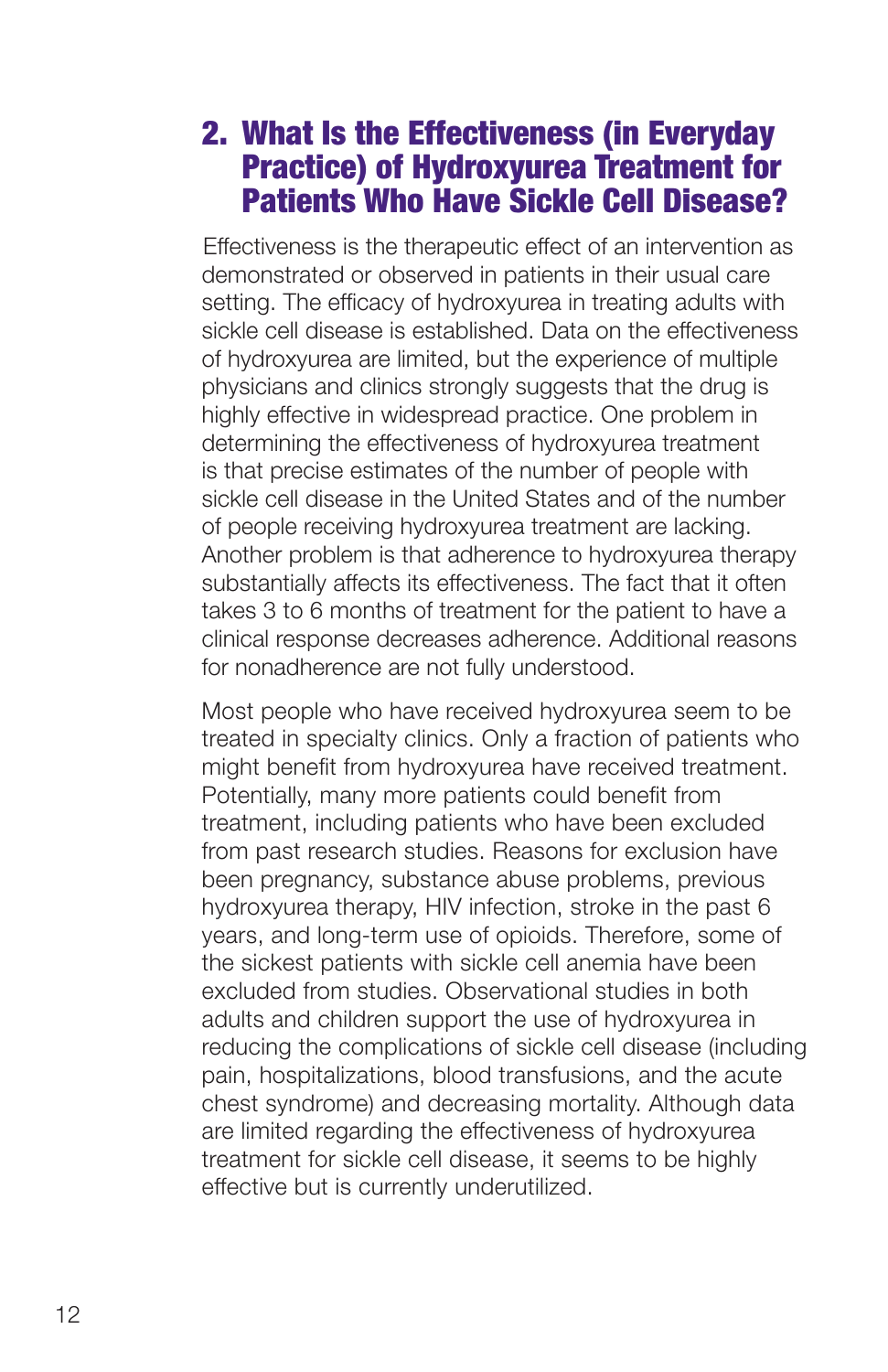## 2. What Is the Effectiveness (in Everyday Practice) of Hydroxyurea Treatment for Patients Who Have Sickle Cell Disease?

Effectiveness is the therapeutic effect of an intervention as demonstrated or observed in patients in their usual care setting. The efficacy of hydroxyurea in treating adults with sickle cell disease is established. Data on the effectiveness of hydroxyurea are limited, but the experience of multiple physicians and clinics strongly suggests that the drug is highly effective in widespread practice. One problem in determining the effectiveness of hydroxyurea treatment is that precise estimates of the number of people with sickle cell disease in the United States and of the number of people receiving hydroxyurea treatment are lacking. Another problem is that adherence to hydroxyurea therapy substantially affects its effectiveness. The fact that it often takes 3 to 6 months of treatment for the patient to have a clinical response decreases adherence. Additional reasons for nonadherence are not fully understood.

Most people who have received hydroxyurea seem to be treated in specialty clinics. Only a fraction of patients who might benefit from hydroxyurea have received treatment. Potentially, many more patients could benefit from treatment, including patients who have been excluded from past research studies. Reasons for exclusion have been pregnancy, substance abuse problems, previous hydroxyurea therapy, HIV infection, stroke in the past 6 years, and long-term use of opioids. Therefore, some of the sickest patients with sickle cell anemia have been excluded from studies. Observational studies in both adults and children support the use of hydroxyurea in reducing the complications of sickle cell disease (including pain, hospitalizations, blood transfusions, and the acute chest syndrome) and decreasing mortality. Although data are limited regarding the effectiveness of hydroxyurea treatment for sickle cell disease, it seems to be highly effective but is currently underutilized.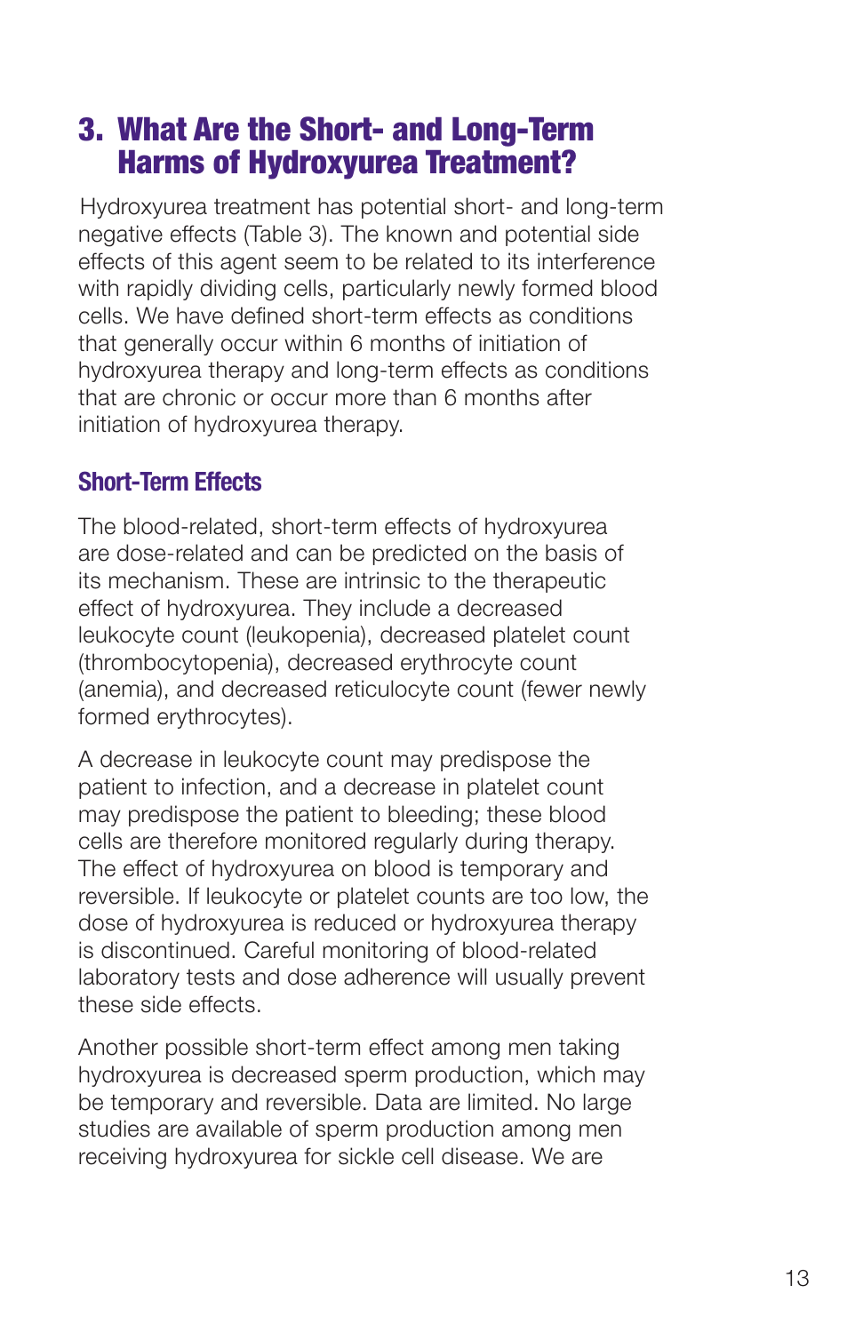## 3. What Are the Short- and Long-Term Harms of Hydroxyurea Treatment?

Hydroxyurea treatment has potential short- and long-term negative effects (Table 3). The known and potential side effects of this agent seem to be related to its interference with rapidly dividing cells, particularly newly formed blood cells. We have defined short-term effects as conditions that generally occur within 6 months of initiation of hydroxyurea therapy and long-term effects as conditions that are chronic or occur more than 6 months after initiation of hydroxyurea therapy.

### Short-Term Effects

The blood-related, short-term effects of hydroxyurea are dose-related and can be predicted on the basis of its mechanism. These are intrinsic to the therapeutic effect of hydroxyurea. They include a decreased leukocyte count (leukopenia), decreased platelet count (thrombocytopenia), decreased erythrocyte count (anemia), and decreased reticulocyte count (fewer newly formed erythrocytes).

A decrease in leukocyte count may predispose the patient to infection, and a decrease in platelet count may predispose the patient to bleeding; these blood cells are therefore monitored regularly during therapy. The effect of hydroxyurea on blood is temporary and reversible. If leukocyte or platelet counts are too low, the dose of hydroxyurea is reduced or hydroxyurea therapy is discontinued. Careful monitoring of blood-related laboratory tests and dose adherence will usually prevent these side effects.

Another possible short-term effect among men taking hydroxyurea is decreased sperm production, which may be temporary and reversible. Data are limited. No large studies are available of sperm production among men receiving hydroxyurea for sickle cell disease. We are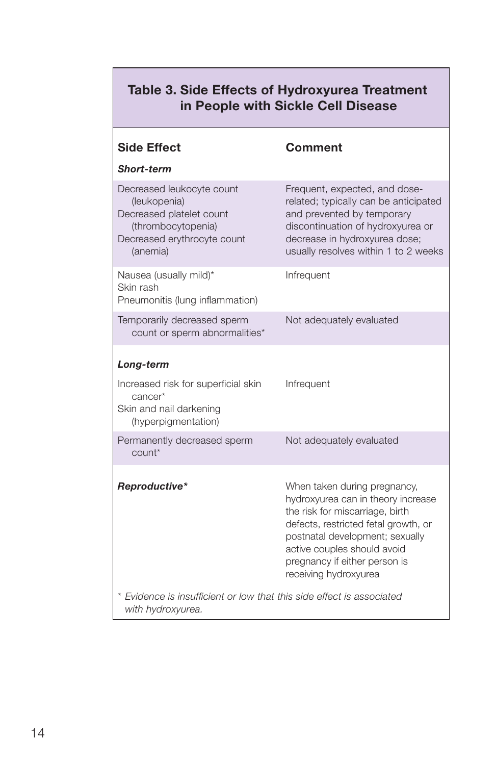### Table 3. Side Effects of Hydroxyurea Treatment in People with Sickle Cell Disease

| Side Effect | Comment |
| --- | --- |
| ***Short-term*** | |
| Decreased leukocyte count (leukopenia)<br>Decreased platelet count (thrombocytopenia)<br>Decreased erythrocyte count (anemia) | Frequent, expected, and dose-related; typically can be anticipated and prevented by temporary discontinuation of hydroxyurea or decrease in hydroxyurea dose; usually resolves within 1 to 2 weeks |
| Nausea (usually mild)*<br>Skin rash<br>Pneumonitis (lung inflammation) | Infrequent |
| Temporarily decreased sperm count or sperm abnormalities* | Not adequately evaluated |
| ***Long-term*** | |
| Increased risk for superficial skin cancer*<br>Skin and nail darkening (hyperpigmentation) | Infrequent |
| Permanently decreased sperm count* | Not adequately evaluated |
| ***Reproductive**** | When taken during pregnancy, hydroxyurea can in theory increase the risk for miscarriage, birth defects, restricted fetal growth, or postnatal development; sexually active couples should avoid pregnancy if either person is receiving hydroxyurea |

*\* Evidence is insufficient or low that this side effect is associated with hydroxyurea.*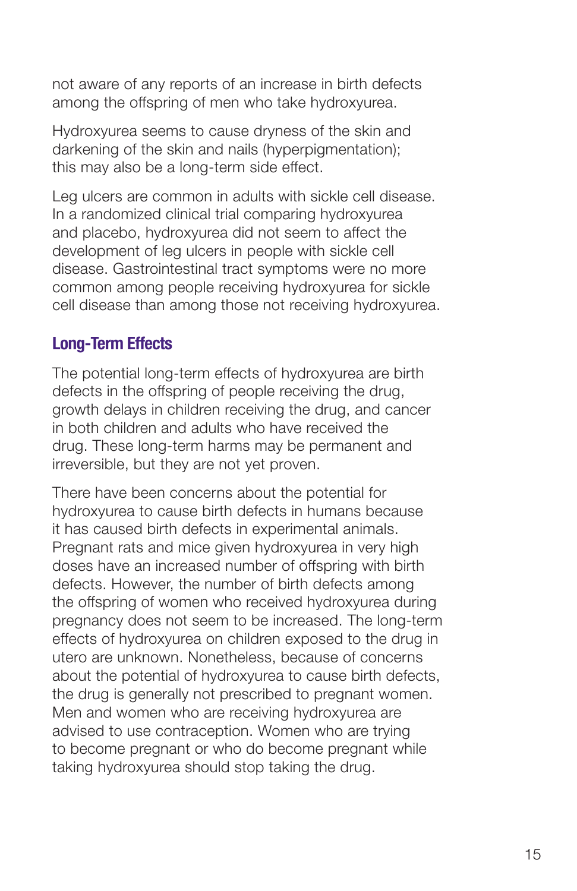not aware of any reports of an increase in birth defects among the offspring of men who take hydroxyurea.

Hydroxyurea seems to cause dryness of the skin and darkening of the skin and nails (hyperpigmentation); this may also be a long-term side effect.

Leg ulcers are common in adults with sickle cell disease. In a randomized clinical trial comparing hydroxyurea and placebo, hydroxyurea did not seem to affect the development of leg ulcers in people with sickle cell disease. Gastrointestinal tract symptoms were no more common among people receiving hydroxyurea for sickle cell disease than among those not receiving hydroxyurea.

## Long-Term Effects

The potential long-term effects of hydroxyurea are birth defects in the offspring of people receiving the drug, growth delays in children receiving the drug, and cancer in both children and adults who have received the drug. These long-term harms may be permanent and irreversible, but they are not yet proven.

There have been concerns about the potential for hydroxyurea to cause birth defects in humans because it has caused birth defects in experimental animals. Pregnant rats and mice given hydroxyurea in very high doses have an increased number of offspring with birth defects. However, the number of birth defects among the offspring of women who received hydroxyurea during pregnancy does not seem to be increased. The long-term effects of hydroxyurea on children exposed to the drug in utero are unknown. Nonetheless, because of concerns about the potential of hydroxyurea to cause birth defects, the drug is generally not prescribed to pregnant women. Men and women who are receiving hydroxyurea are advised to use contraception. Women who are trying to become pregnant or who do become pregnant while taking hydroxyurea should stop taking the drug.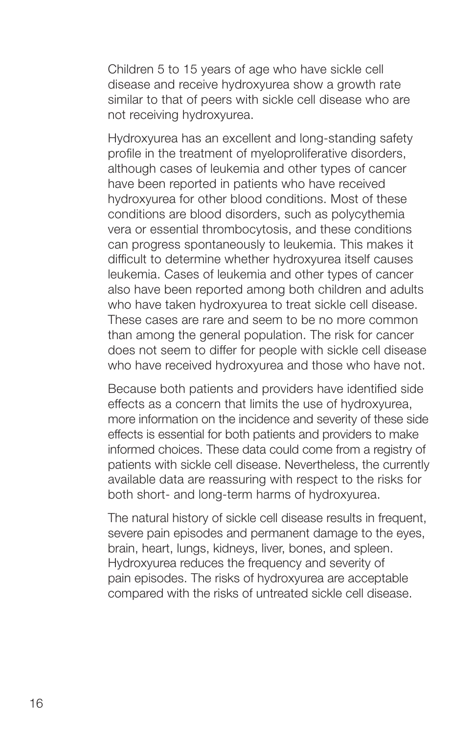Children 5 to 15 years of age who have sickle cell disease and receive hydroxyurea show a growth rate similar to that of peers with sickle cell disease who are not receiving hydroxyurea.

Hydroxyurea has an excellent and long-standing safety profile in the treatment of myeloproliferative disorders, although cases of leukemia and other types of cancer have been reported in patients who have received hydroxyurea for other blood conditions. Most of these conditions are blood disorders, such as polycythemia vera or essential thrombocytosis, and these conditions can progress spontaneously to leukemia. This makes it difficult to determine whether hydroxyurea itself causes leukemia. Cases of leukemia and other types of cancer also have been reported among both children and adults who have taken hydroxyurea to treat sickle cell disease. These cases are rare and seem to be no more common than among the general population. The risk for cancer does not seem to differ for people with sickle cell disease who have received hydroxyurea and those who have not.

Because both patients and providers have identified side effects as a concern that limits the use of hydroxyurea, more information on the incidence and severity of these side effects is essential for both patients and providers to make informed choices. These data could come from a registry of patients with sickle cell disease. Nevertheless, the currently available data are reassuring with respect to the risks for both short- and long-term harms of hydroxyurea.

The natural history of sickle cell disease results in frequent, severe pain episodes and permanent damage to the eyes, brain, heart, lungs, kidneys, liver, bones, and spleen. Hydroxyurea reduces the frequency and severity of pain episodes. The risks of hydroxyurea are acceptable compared with the risks of untreated sickle cell disease.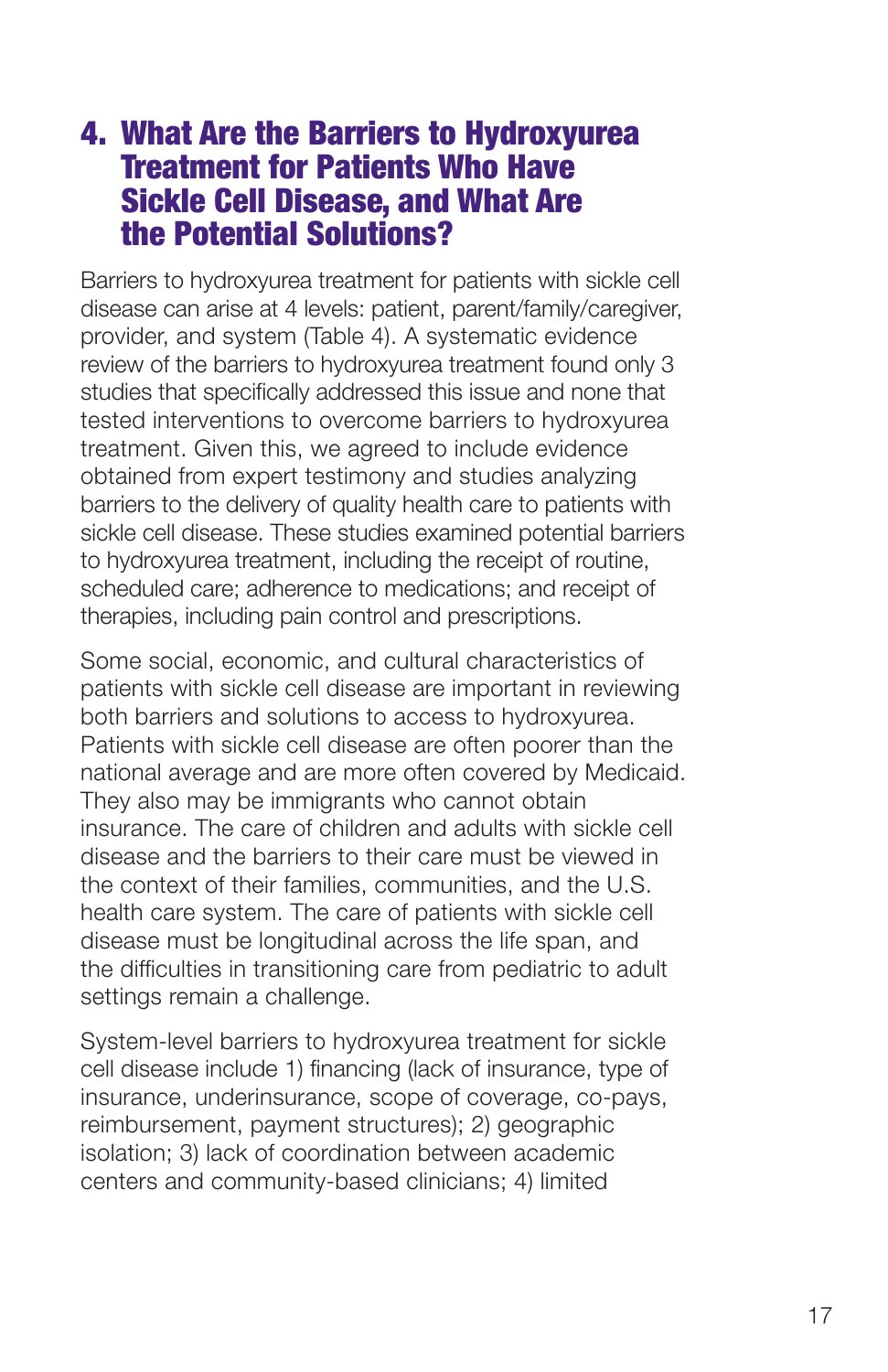## 4. What Are the Barriers to Hydroxyurea Treatment for Patients Who Have Sickle Cell Disease, and What Are the Potential Solutions?

Barriers to hydroxyurea treatment for patients with sickle cell disease can arise at 4 levels: patient, parent/family/caregiver, provider, and system (Table 4). A systematic evidence review of the barriers to hydroxyurea treatment found only 3 studies that specifically addressed this issue and none that tested interventions to overcome barriers to hydroxyurea treatment. Given this, we agreed to include evidence obtained from expert testimony and studies analyzing barriers to the delivery of quality health care to patients with sickle cell disease. These studies examined potential barriers to hydroxyurea treatment, including the receipt of routine, scheduled care; adherence to medications; and receipt of therapies, including pain control and prescriptions.

Some social, economic, and cultural characteristics of patients with sickle cell disease are important in reviewing both barriers and solutions to access to hydroxyurea. Patients with sickle cell disease are often poorer than the national average and are more often covered by Medicaid. They also may be immigrants who cannot obtain insurance. The care of children and adults with sickle cell disease and the barriers to their care must be viewed in the context of their families, communities, and the U.S. health care system. The care of patients with sickle cell disease must be longitudinal across the life span, and the difficulties in transitioning care from pediatric to adult settings remain a challenge.

System-level barriers to hydroxyurea treatment for sickle cell disease include 1) financing (lack of insurance, type of insurance, underinsurance, scope of coverage, co-pays, reimbursement, payment structures); 2) geographic isolation; 3) lack of coordination between academic centers and community-based clinicians; 4) limited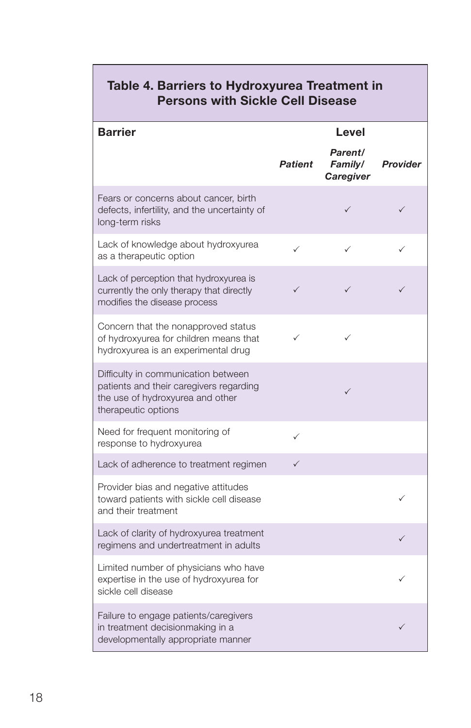### Table 4. Barriers to Hydroxyurea Treatment in Persons with Sickle Cell Disease

| Barrier | Level | | |
|---|---|---|---|
| | *Patient* | *Parent/ Family/ Caregiver* | *Provider* |
| Fears or concerns about cancer, birth defects, infertility, and the uncertainty of long-term risks | | ✓ | ✓ |
| Lack of knowledge about hydroxyurea as a therapeutic option | ✓ | ✓ | ✓ |
| Lack of perception that hydroxyurea is currently the only therapy that directly modifies the disease process | ✓ | ✓ | ✓ |
| Concern that the nonapproved status of hydroxyurea for children means that hydroxyurea is an experimental drug | ✓ | ✓ | |
| Difficulty in communication between patients and their caregivers regarding the use of hydroxyurea and other therapeutic options | | ✓ | |
| Need for frequent monitoring of response to hydroxyurea | ✓ | | |
| Lack of adherence to treatment regimen | ✓ | | |
| Provider bias and negative attitudes toward patients with sickle cell disease and their treatment | | | ✓ |
| Lack of clarity of hydroxyurea treatment regimens and undertreatment in adults | | | ✓ |
| Limited number of physicians who have expertise in the use of hydroxyurea for sickle cell disease | | | ✓ |
| Failure to engage patients/caregivers in treatment decisionmaking in a developmentally appropriate manner | | | ✓ |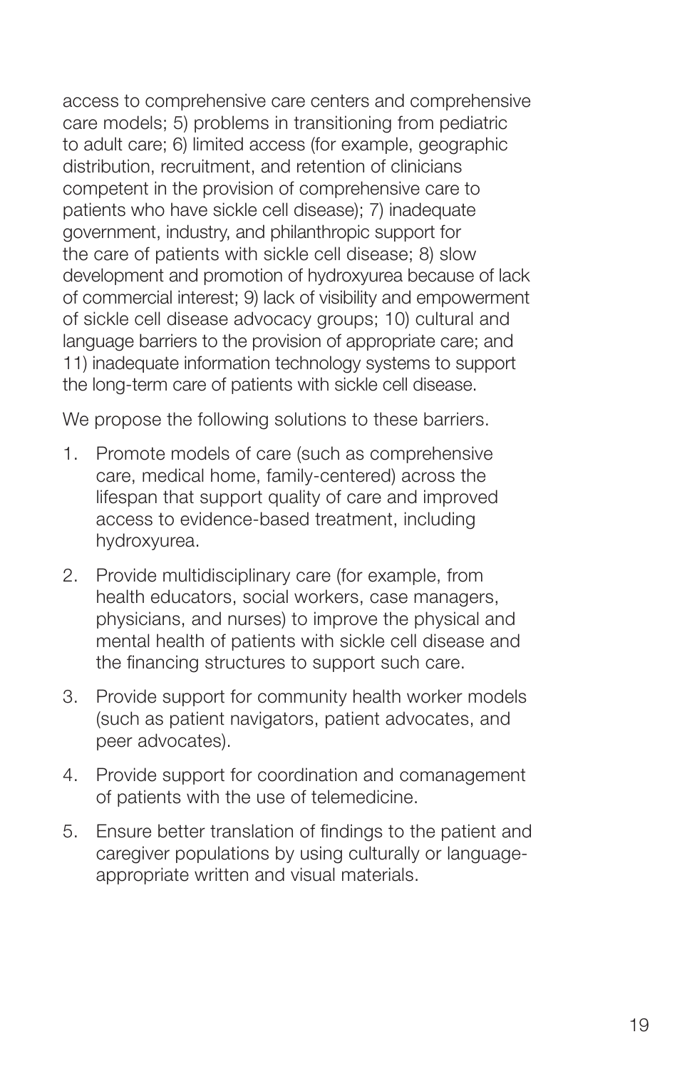access to comprehensive care centers and comprehensive care models; 5) problems in transitioning from pediatric to adult care; 6) limited access (for example, geographic distribution, recruitment, and retention of clinicians competent in the provision of comprehensive care to patients who have sickle cell disease); 7) inadequate government, industry, and philanthropic support for the care of patients with sickle cell disease; 8) slow development and promotion of hydroxyurea because of lack of commercial interest; 9) lack of visibility and empowerment of sickle cell disease advocacy groups; 10) cultural and language barriers to the provision of appropriate care; and 11) inadequate information technology systems to support the long-term care of patients with sickle cell disease.

We propose the following solutions to these barriers.

1. Promote models of care (such as comprehensive care, medical home, family-centered) across the lifespan that support quality of care and improved access to evidence-based treatment, including hydroxyurea.
2. Provide multidisciplinary care (for example, from health educators, social workers, case managers, physicians, and nurses) to improve the physical and mental health of patients with sickle cell disease and the financing structures to support such care.
3. Provide support for community health worker models (such as patient navigators, patient advocates, and peer advocates).
4. Provide support for coordination and comanagement of patients with the use of telemedicine.
5. Ensure better translation of findings to the patient and caregiver populations by using culturally or language-appropriate written and visual materials.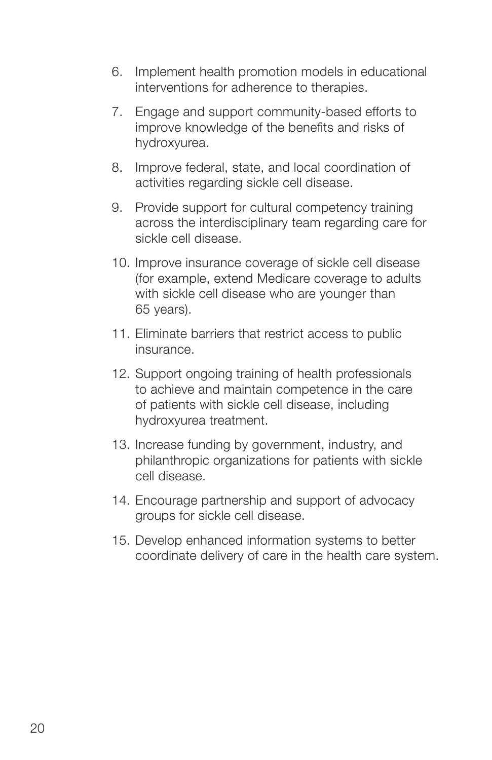6. Implement health promotion models in educational interventions for adherence to therapies.
7. Engage and support community-based efforts to improve knowledge of the benefits and risks of hydroxyurea.
8. Improve federal, state, and local coordination of activities regarding sickle cell disease.
9. Provide support for cultural competency training across the interdisciplinary team regarding care for sickle cell disease.
10. Improve insurance coverage of sickle cell disease (for example, extend Medicare coverage to adults with sickle cell disease who are younger than 65 years).
11. Eliminate barriers that restrict access to public insurance.
12. Support ongoing training of health professionals to achieve and maintain competence in the care of patients with sickle cell disease, including hydroxyurea treatment.
13. Increase funding by government, industry, and philanthropic organizations for patients with sickle cell disease.
14. Encourage partnership and support of advocacy groups for sickle cell disease.
15. Develop enhanced information systems to better coordinate delivery of care in the health care system.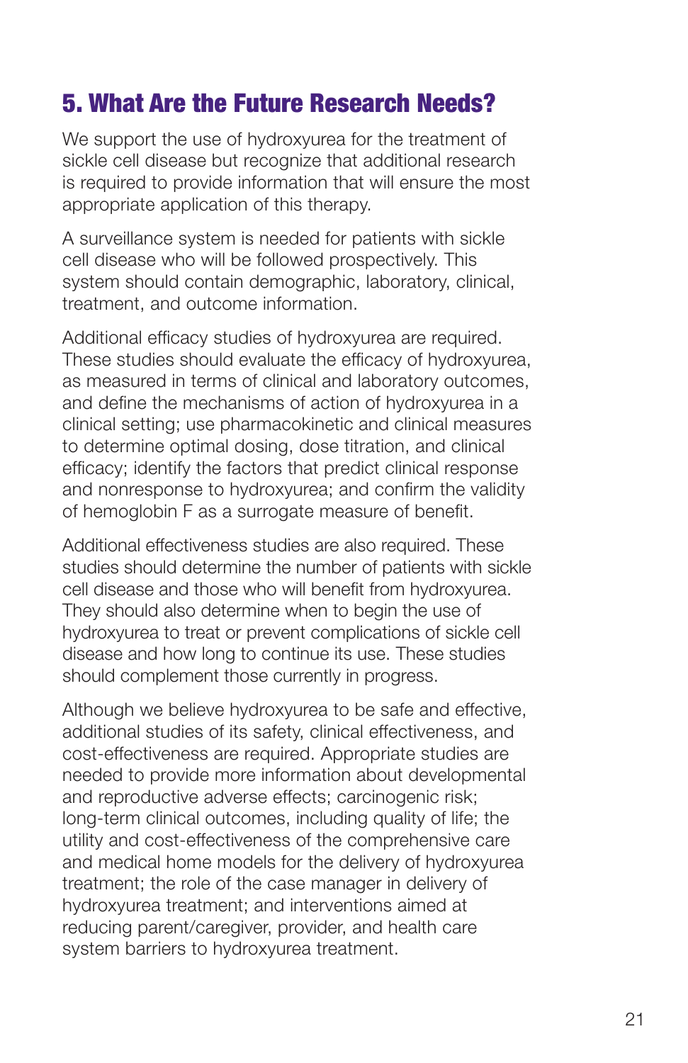## 5. What Are the Future Research Needs?

We support the use of hydroxyurea for the treatment of sickle cell disease but recognize that additional research is required to provide information that will ensure the most appropriate application of this therapy.

A surveillance system is needed for patients with sickle cell disease who will be followed prospectively. This system should contain demographic, laboratory, clinical, treatment, and outcome information.

Additional efficacy studies of hydroxyurea are required. These studies should evaluate the efficacy of hydroxyurea, as measured in terms of clinical and laboratory outcomes, and define the mechanisms of action of hydroxyurea in a clinical setting; use pharmacokinetic and clinical measures to determine optimal dosing, dose titration, and clinical efficacy; identify the factors that predict clinical response and nonresponse to hydroxyurea; and confirm the validity of hemoglobin F as a surrogate measure of benefit.

Additional effectiveness studies are also required. These studies should determine the number of patients with sickle cell disease and those who will benefit from hydroxyurea. They should also determine when to begin the use of hydroxyurea to treat or prevent complications of sickle cell disease and how long to continue its use. These studies should complement those currently in progress.

Although we believe hydroxyurea to be safe and effective, additional studies of its safety, clinical effectiveness, and cost-effectiveness are required. Appropriate studies are needed to provide more information about developmental and reproductive adverse effects; carcinogenic risk; long-term clinical outcomes, including quality of life; the utility and cost-effectiveness of the comprehensive care and medical home models for the delivery of hydroxyurea treatment; the role of the case manager in delivery of hydroxyurea treatment; and interventions aimed at reducing parent/caregiver, provider, and health care system barriers to hydroxyurea treatment.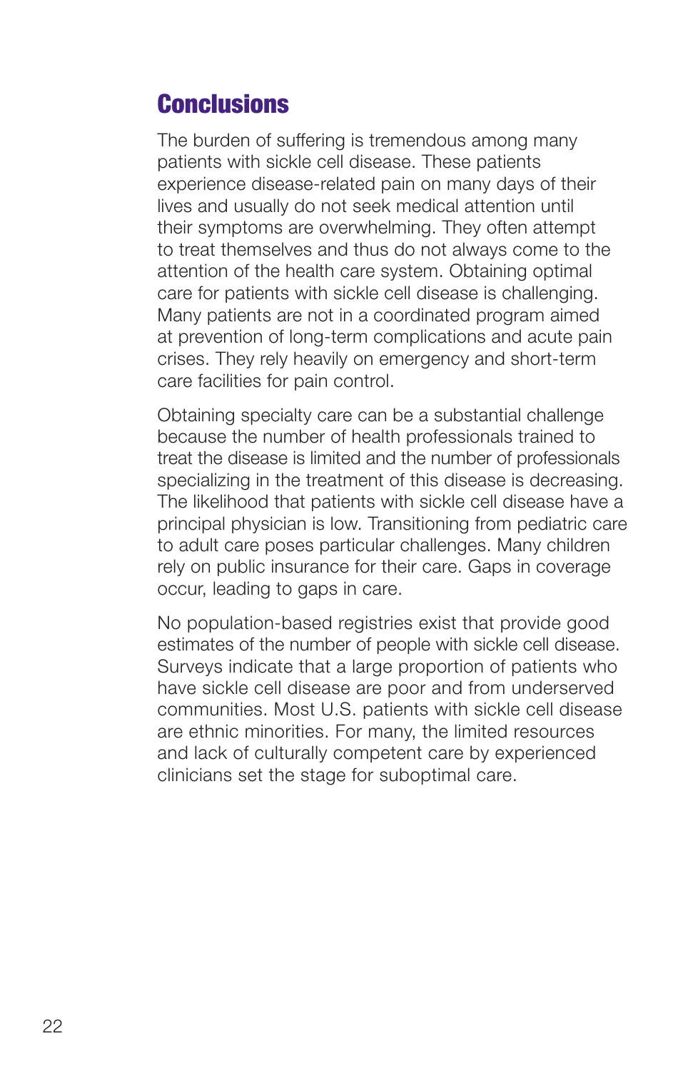## Conclusions

The burden of suffering is tremendous among many patients with sickle cell disease. These patients experience disease-related pain on many days of their lives and usually do not seek medical attention until their symptoms are overwhelming. They often attempt to treat themselves and thus do not always come to the attention of the health care system. Obtaining optimal care for patients with sickle cell disease is challenging. Many patients are not in a coordinated program aimed at prevention of long-term complications and acute pain crises. They rely heavily on emergency and short-term care facilities for pain control.

Obtaining specialty care can be a substantial challenge because the number of health professionals trained to treat the disease is limited and the number of professionals specializing in the treatment of this disease is decreasing. The likelihood that patients with sickle cell disease have a principal physician is low. Transitioning from pediatric care to adult care poses particular challenges. Many children rely on public insurance for their care. Gaps in coverage occur, leading to gaps in care.

No population-based registries exist that provide good estimates of the number of people with sickle cell disease. Surveys indicate that a large proportion of patients who have sickle cell disease are poor and from underserved communities. Most U.S. patients with sickle cell disease are ethnic minorities. For many, the limited resources and lack of culturally competent care by experienced clinicians set the stage for suboptimal care.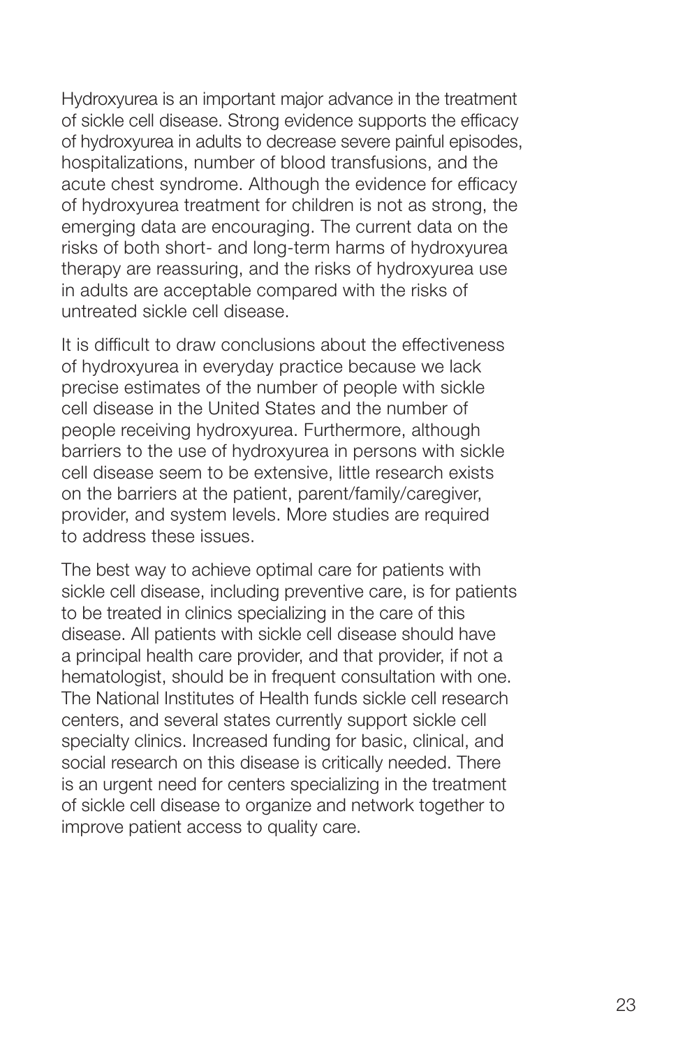Hydroxyurea is an important major advance in the treatment of sickle cell disease. Strong evidence supports the efficacy of hydroxyurea in adults to decrease severe painful episodes, hospitalizations, number of blood transfusions, and the acute chest syndrome. Although the evidence for efficacy of hydroxyurea treatment for children is not as strong, the emerging data are encouraging. The current data on the risks of both short- and long-term harms of hydroxyurea therapy are reassuring, and the risks of hydroxyurea use in adults are acceptable compared with the risks of untreated sickle cell disease.

It is difficult to draw conclusions about the effectiveness of hydroxyurea in everyday practice because we lack precise estimates of the number of people with sickle cell disease in the United States and the number of people receiving hydroxyurea. Furthermore, although barriers to the use of hydroxyurea in persons with sickle cell disease seem to be extensive, little research exists on the barriers at the patient, parent/family/caregiver, provider, and system levels. More studies are required to address these issues.

The best way to achieve optimal care for patients with sickle cell disease, including preventive care, is for patients to be treated in clinics specializing in the care of this disease. All patients with sickle cell disease should have a principal health care provider, and that provider, if not a hematologist, should be in frequent consultation with one. The National Institutes of Health funds sickle cell research centers, and several states currently support sickle cell specialty clinics. Increased funding for basic, clinical, and social research on this disease is critically needed. There is an urgent need for centers specializing in the treatment of sickle cell disease to organize and network together to improve patient access to quality care.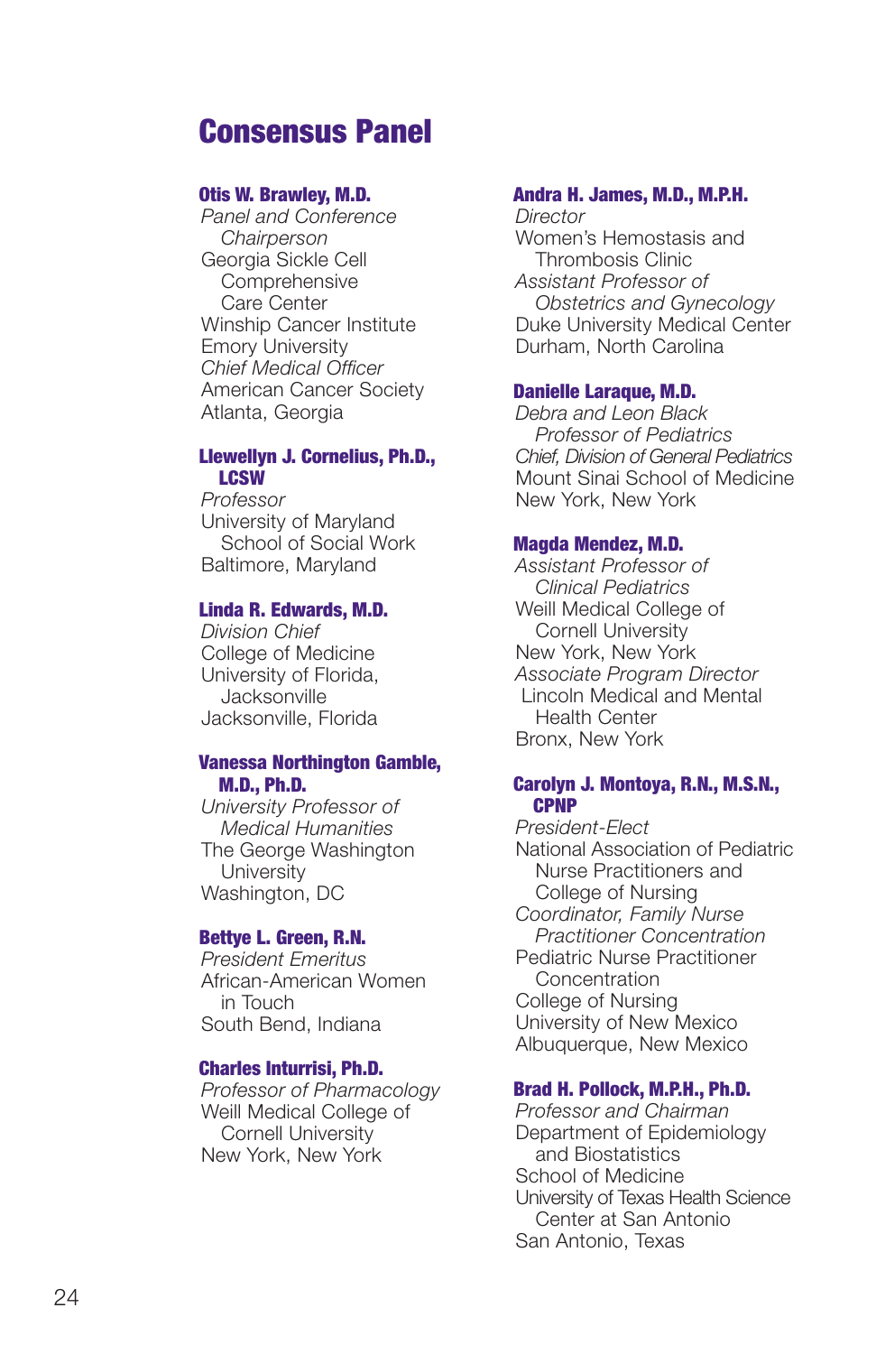# Consensus Panel

**Otis W. Brawley, M.D.**
*Panel and Conference Chairperson*
Georgia Sickle Cell Comprehensive Care Center
Winship Cancer Institute
Emory University
*Chief Medical Officer*
American Cancer Society
Atlanta, Georgia

**Llewellyn J. Cornelius, Ph.D., LCSW**
*Professor*
University of Maryland School of Social Work
Baltimore, Maryland

**Linda R. Edwards, M.D.**
*Division Chief*
College of Medicine
University of Florida, Jacksonville
Jacksonville, Florida

**Vanessa Northington Gamble, M.D., Ph.D.**
*University Professor of Medical Humanities*
The George Washington University
Washington, DC

**Bettye L. Green, R.N.**
*President Emeritus*
African-American Women in Touch
South Bend, Indiana

**Charles Inturrisi, Ph.D.**
*Professor of Pharmacology*
Weill Medical College of Cornell University
New York, New York

**Andra H. James, M.D., M.P.H.**
*Director*
Women's Hemostasis and Thrombosis Clinic
*Assistant Professor of Obstetrics and Gynecology*
Duke University Medical Center
Durham, North Carolina

**Danielle Laraque, M.D.**
*Debra and Leon Black Professor of Pediatrics*
*Chief, Division of General Pediatrics*
Mount Sinai School of Medicine
New York, New York

**Magda Mendez, M.D.**
*Assistant Professor of Clinical Pediatrics*
Weill Medical College of Cornell University
New York, New York
*Associate Program Director*
Lincoln Medical and Mental Health Center
Bronx, New York

**Carolyn J. Montoya, R.N., M.S.N., CPNP**
*President-Elect*
National Association of Pediatric Nurse Practitioners and College of Nursing
*Coordinator, Family Nurse Practitioner Concentration*
Pediatric Nurse Practitioner Concentration
College of Nursing
University of New Mexico
Albuquerque, New Mexico

**Brad H. Pollock, M.P.H., Ph.D.**
*Professor and Chairman*
Department of Epidemiology and Biostatistics
School of Medicine
University of Texas Health Science Center at San Antonio
San Antonio, Texas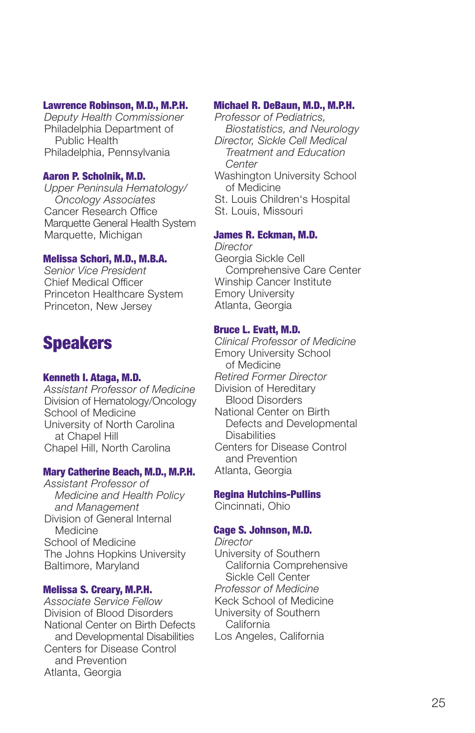**Lawrence Robinson, M.D., M.P.H.**
*Deputy Health Commissioner*
Philadelphia Department of Public Health
Philadelphia, Pennsylvania

**Aaron P. Scholnik, M.D.**
*Upper Peninsula Hematology/ Oncology Associates*
Cancer Research Office
Marquette General Health System
Marquette, Michigan

**Melissa Schori, M.D., M.B.A.**
*Senior Vice President*
Chief Medical Officer
Princeton Healthcare System
Princeton, New Jersey

## Speakers

**Kenneth I. Ataga, M.D.**
*Assistant Professor of Medicine*
Division of Hematology/Oncology
School of Medicine
University of North Carolina at Chapel Hill
Chapel Hill, North Carolina

**Mary Catherine Beach, M.D., M.P.H.**
*Assistant Professor of Medicine and Health Policy and Management*
Division of General Internal Medicine
School of Medicine
The Johns Hopkins University
Baltimore, Maryland

**Melissa S. Creary, M.P.H.**
*Associate Service Fellow*
Division of Blood Disorders
National Center on Birth Defects and Developmental Disabilities
Centers for Disease Control and Prevention
Atlanta, Georgia

**Michael R. DeBaun, M.D., M.P.H.**
*Professor of Pediatrics, Biostatistics, and Neurology*
*Director, Sickle Cell Medical Treatment and Education Center*
Washington University School of Medicine
St. Louis Children's Hospital
St. Louis, Missouri

**James R. Eckman, M.D.**
*Director*
Georgia Sickle Cell Comprehensive Care Center
Winship Cancer Institute
Emory University
Atlanta, Georgia

**Bruce L. Evatt, M.D.**
*Clinical Professor of Medicine*
Emory University School of Medicine
*Retired Former Director*
Division of Hereditary Blood Disorders
National Center on Birth Defects and Developmental Disabilities
Centers for Disease Control and Prevention
Atlanta, Georgia

**Regina Hutchins-Pullins**
Cincinnati, Ohio

**Cage S. Johnson, M.D.**
*Director*
University of Southern California Comprehensive Sickle Cell Center
*Professor of Medicine*
Keck School of Medicine
University of Southern California
Los Angeles, California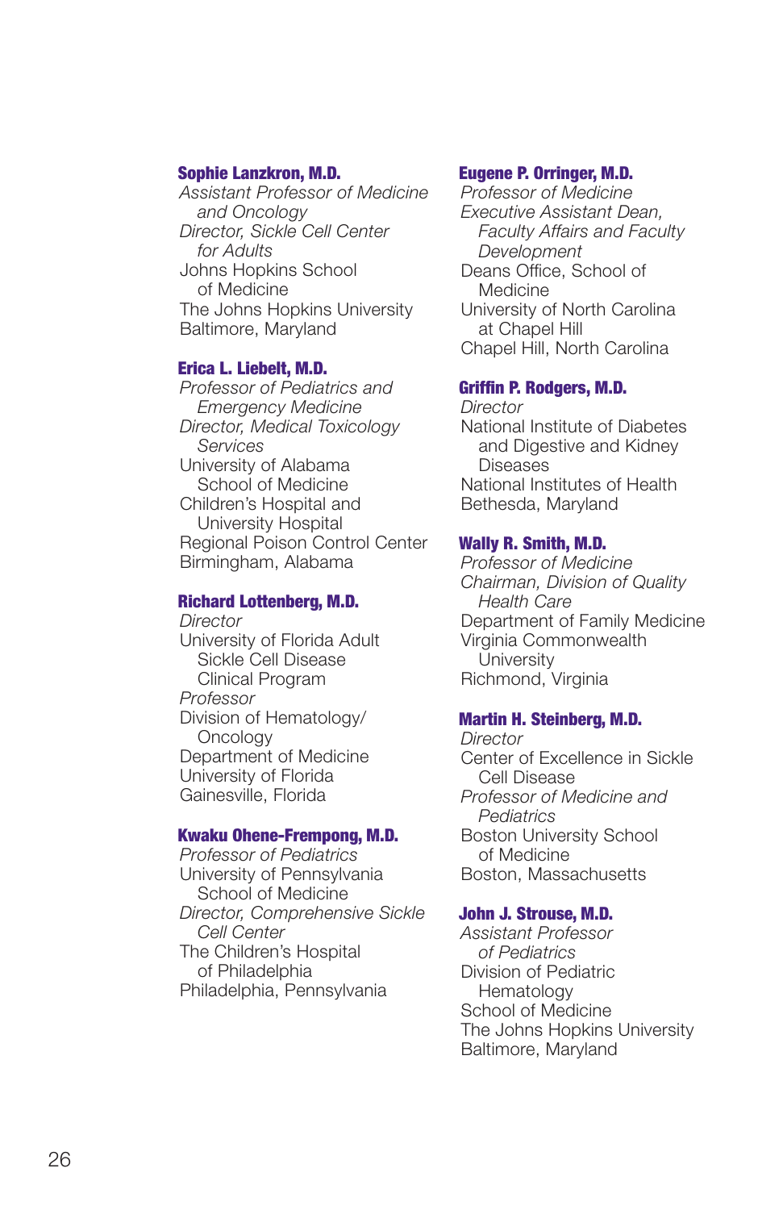**Sophie Lanzkron, M.D.**
*Assistant Professor of Medicine and Oncology*
*Director, Sickle Cell Center for Adults*
Johns Hopkins School of Medicine
The Johns Hopkins University
Baltimore, Maryland

**Erica L. Liebelt, M.D.**
*Professor of Pediatrics and Emergency Medicine*
*Director, Medical Toxicology Services*
University of Alabama School of Medicine
Children's Hospital and University Hospital
Regional Poison Control Center
Birmingham, Alabama

**Richard Lottenberg, M.D.**
*Director*
University of Florida Adult Sickle Cell Disease Clinical Program
*Professor*
Division of Hematology/Oncology
Department of Medicine
University of Florida
Gainesville, Florida

**Kwaku Ohene-Frempong, M.D.**
*Professor of Pediatrics*
University of Pennsylvania School of Medicine
*Director, Comprehensive Sickle Cell Center*
The Children's Hospital of Philadelphia
Philadelphia, Pennsylvania

**Eugene P. Orringer, M.D.**
*Professor of Medicine*
*Executive Assistant Dean, Faculty Affairs and Faculty Development*
Deans Office, School of Medicine
University of North Carolina at Chapel Hill
Chapel Hill, North Carolina

**Griffin P. Rodgers, M.D.**
*Director*
National Institute of Diabetes and Digestive and Kidney Diseases
National Institutes of Health
Bethesda, Maryland

**Wally R. Smith, M.D.**
*Professor of Medicine*
*Chairman, Division of Quality Health Care*
Department of Family Medicine
Virginia Commonwealth University
Richmond, Virginia

**Martin H. Steinberg, M.D.**
*Director*
Center of Excellence in Sickle Cell Disease
*Professor of Medicine and Pediatrics*
Boston University School of Medicine
Boston, Massachusetts

**John J. Strouse, M.D.**
*Assistant Professor of Pediatrics*
Division of Pediatric Hematology
School of Medicine
The Johns Hopkins University
Baltimore, Maryland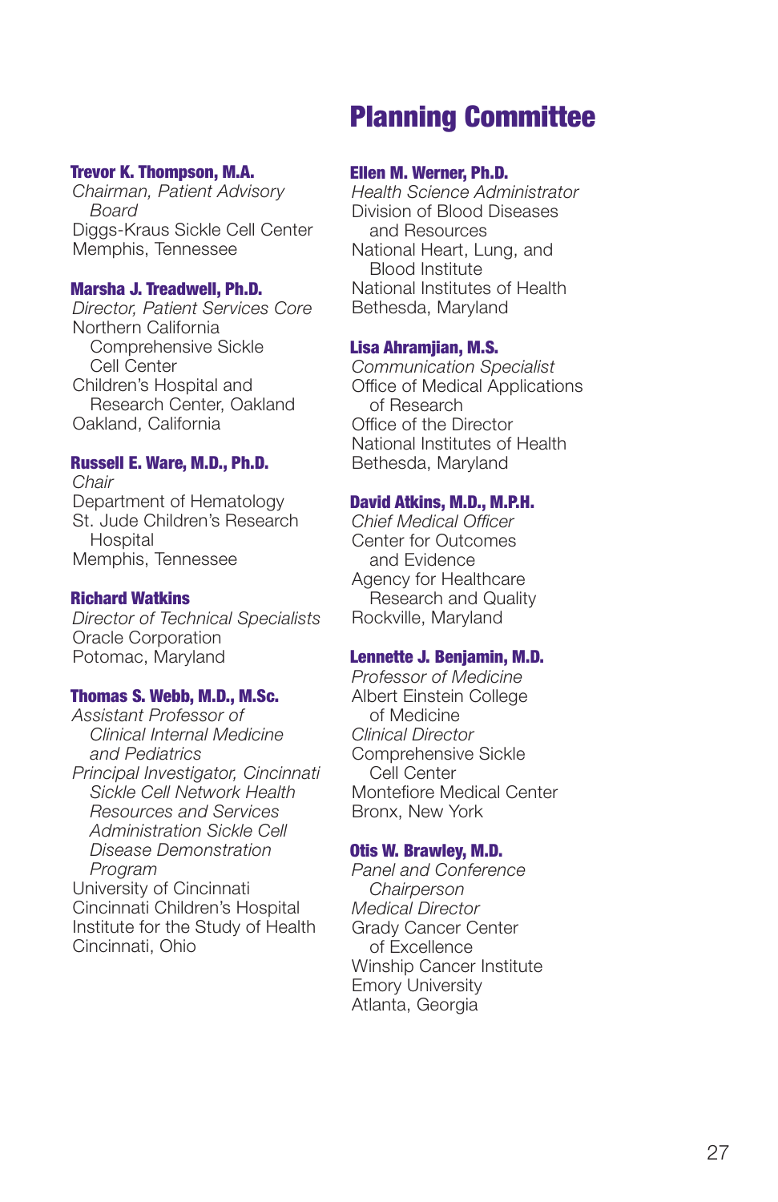# Planning Committee

**Trevor K. Thompson, M.A.**
*Chairman, Patient Advisory Board*
Diggs-Kraus Sickle Cell Center
Memphis, Tennessee

**Marsha J. Treadwell, Ph.D.**
*Director, Patient Services Core*
Northern California Comprehensive Sickle Cell Center
Children's Hospital and Research Center, Oakland
Oakland, California

**Russell E. Ware, M.D., Ph.D.**
*Chair*
Department of Hematology
St. Jude Children's Research Hospital
Memphis, Tennessee

**Richard Watkins**
*Director of Technical Specialists*
Oracle Corporation
Potomac, Maryland

**Thomas S. Webb, M.D., M.Sc.**
*Assistant Professor of Clinical Internal Medicine and Pediatrics*
*Principal Investigator, Cincinnati Sickle Cell Network Health Resources and Services Administration Sickle Cell Disease Demonstration Program*
University of Cincinnati
Cincinnati Children's Hospital
Institute for the Study of Health
Cincinnati, Ohio

**Ellen M. Werner, Ph.D.**
*Health Science Administrator*
Division of Blood Diseases and Resources
National Heart, Lung, and Blood Institute
National Institutes of Health
Bethesda, Maryland

**Lisa Ahramjian, M.S.**
*Communication Specialist*
Office of Medical Applications of Research
Office of the Director
National Institutes of Health
Bethesda, Maryland

**David Atkins, M.D., M.P.H.**
*Chief Medical Officer*
Center for Outcomes and Evidence
Agency for Healthcare Research and Quality
Rockville, Maryland

**Lennette J. Benjamin, M.D.**
*Professor of Medicine*
Albert Einstein College of Medicine
*Clinical Director*
Comprehensive Sickle Cell Center
Montefiore Medical Center
Bronx, New York

**Otis W. Brawley, M.D.**
*Panel and Conference Chairperson*
*Medical Director*
Grady Cancer Center of Excellence
Winship Cancer Institute
Emory University
Atlanta, Georgia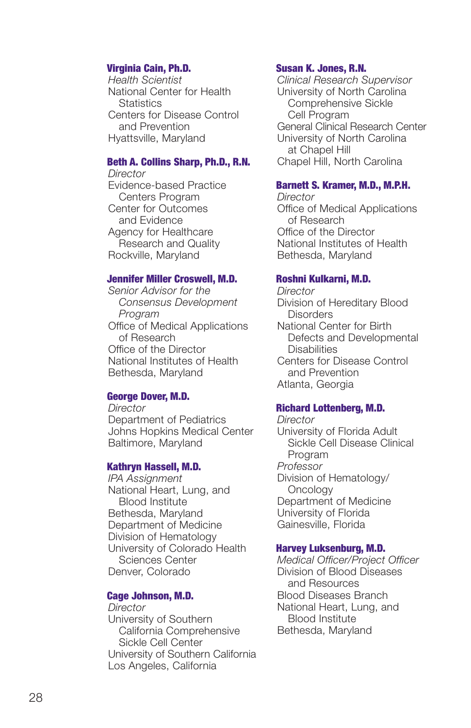**Virginia Cain, Ph.D.**
*Health Scientist*
National Center for Health Statistics
Centers for Disease Control and Prevention
Hyattsville, Maryland

**Beth A. Collins Sharp, Ph.D., R.N.**
*Director*
Evidence-based Practice Centers Program
Center for Outcomes and Evidence
Agency for Healthcare Research and Quality
Rockville, Maryland

**Jennifer Miller Croswell, M.D.**
*Senior Advisor for the Consensus Development Program*
Office of Medical Applications of Research
Office of the Director
National Institutes of Health
Bethesda, Maryland

**George Dover, M.D.**
*Director*
Department of Pediatrics
Johns Hopkins Medical Center
Baltimore, Maryland

**Kathryn Hassell, M.D.**
*IPA Assignment*
National Heart, Lung, and Blood Institute
Bethesda, Maryland
Department of Medicine
Division of Hematology
University of Colorado Health Sciences Center
Denver, Colorado

**Cage Johnson, M.D.**
*Director*
University of Southern California Comprehensive Sickle Cell Center
University of Southern California
Los Angeles, California

**Susan K. Jones, R.N.**
*Clinical Research Supervisor*
University of North Carolina Comprehensive Sickle Cell Program
General Clinical Research Center
University of North Carolina at Chapel Hill
Chapel Hill, North Carolina

**Barnett S. Kramer, M.D., M.P.H.**
*Director*
Office of Medical Applications of Research
Office of the Director
National Institutes of Health
Bethesda, Maryland

**Roshni Kulkarni, M.D.**
*Director*
Division of Hereditary Blood Disorders
National Center for Birth Defects and Developmental Disabilities
Centers for Disease Control and Prevention
Atlanta, Georgia

**Richard Lottenberg, M.D.**
*Director*
University of Florida Adult Sickle Cell Disease Clinical Program
*Professor*
Division of Hematology/Oncology
Department of Medicine
University of Florida
Gainesville, Florida

**Harvey Luksenburg, M.D.**
*Medical Officer/Project Officer*
Division of Blood Diseases and Resources
Blood Diseases Branch
National Heart, Lung, and Blood Institute
Bethesda, Maryland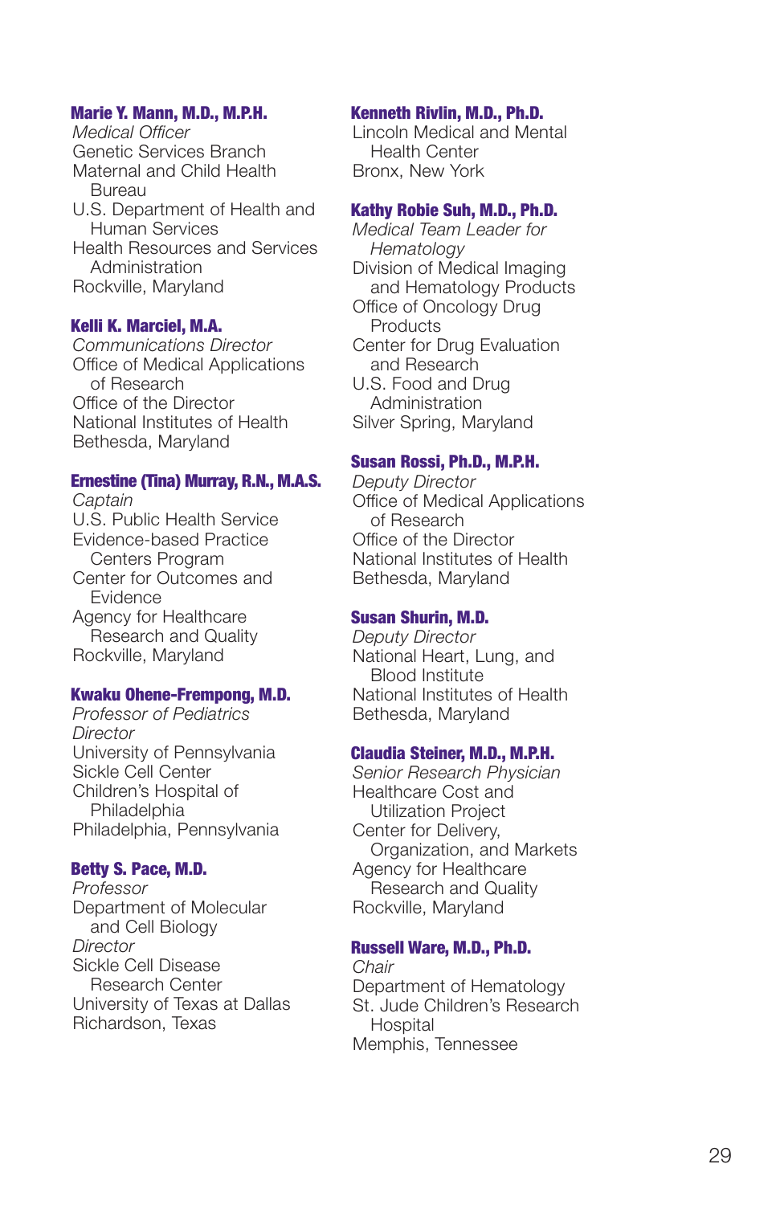**Marie Y. Mann, M.D., M.P.H.**
*Medical Officer*
Genetic Services Branch
Maternal and Child Health Bureau
U.S. Department of Health and Human Services
Health Resources and Services Administration
Rockville, Maryland

**Kelli K. Marciel, M.A.**
*Communications Director*
Office of Medical Applications of Research
Office of the Director
National Institutes of Health
Bethesda, Maryland

**Ernestine (Tina) Murray, R.N., M.A.S.**
*Captain*
U.S. Public Health Service
Evidence-based Practice Centers Program
Center for Outcomes and Evidence
Agency for Healthcare Research and Quality
Rockville, Maryland

**Kwaku Ohene-Frempong, M.D.**
*Professor of Pediatrics*
*Director*
University of Pennsylvania Sickle Cell Center
Children's Hospital of Philadelphia
Philadelphia, Pennsylvania

**Betty S. Pace, M.D.**
*Professor*
Department of Molecular and Cell Biology
*Director*
Sickle Cell Disease Research Center
University of Texas at Dallas
Richardson, Texas

**Kenneth Rivlin, M.D., Ph.D.**
Lincoln Medical and Mental Health Center
Bronx, New York

**Kathy Robie Suh, M.D., Ph.D.**
*Medical Team Leader for Hematology*
Division of Medical Imaging and Hematology Products
Office of Oncology Drug Products
Center for Drug Evaluation and Research
U.S. Food and Drug Administration
Silver Spring, Maryland

**Susan Rossi, Ph.D., M.P.H.**
*Deputy Director*
Office of Medical Applications of Research
Office of the Director
National Institutes of Health
Bethesda, Maryland

**Susan Shurin, M.D.**
*Deputy Director*
National Heart, Lung, and Blood Institute
National Institutes of Health
Bethesda, Maryland

**Claudia Steiner, M.D., M.P.H.**
*Senior Research Physician*
Healthcare Cost and Utilization Project
Center for Delivery, Organization, and Markets
Agency for Healthcare Research and Quality
Rockville, Maryland

**Russell Ware, M.D., Ph.D.**
*Chair*
Department of Hematology
St. Jude Children's Research Hospital
Memphis, Tennessee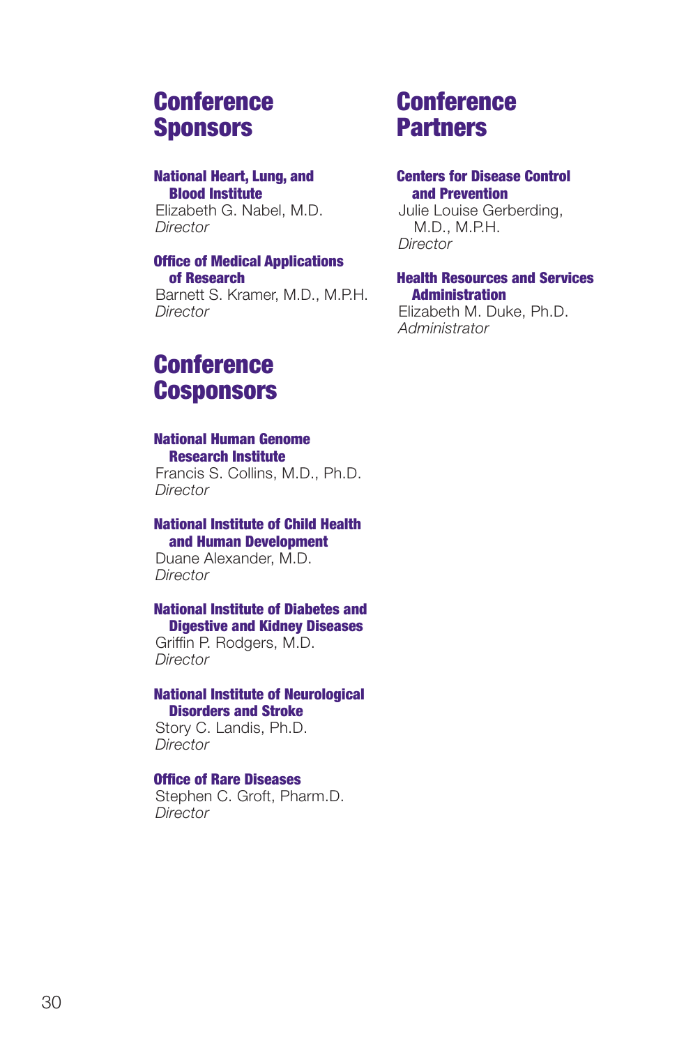## Conference Sponsors

**National Heart, Lung, and Blood Institute**
Elizabeth G. Nabel, M.D.
*Director*

**Office of Medical Applications of Research**
Barnett S. Kramer, M.D., M.P.H.
*Director*

## Conference Cosponsors

**National Human Genome Research Institute**
Francis S. Collins, M.D., Ph.D.
*Director*

**National Institute of Child Health and Human Development**
Duane Alexander, M.D.
*Director*

**National Institute of Diabetes and Digestive and Kidney Diseases**
Griffin P. Rodgers, M.D.
*Director*

**National Institute of Neurological Disorders and Stroke**
Story C. Landis, Ph.D.
*Director*

**Office of Rare Diseases**
Stephen C. Groft, Pharm.D.
*Director*

## Conference Partners

**Centers for Disease Control and Prevention**
Julie Louise Gerberding, M.D., M.P.H.
*Director*

**Health Resources and Services Administration**
Elizabeth M. Duke, Ph.D.
*Administrator*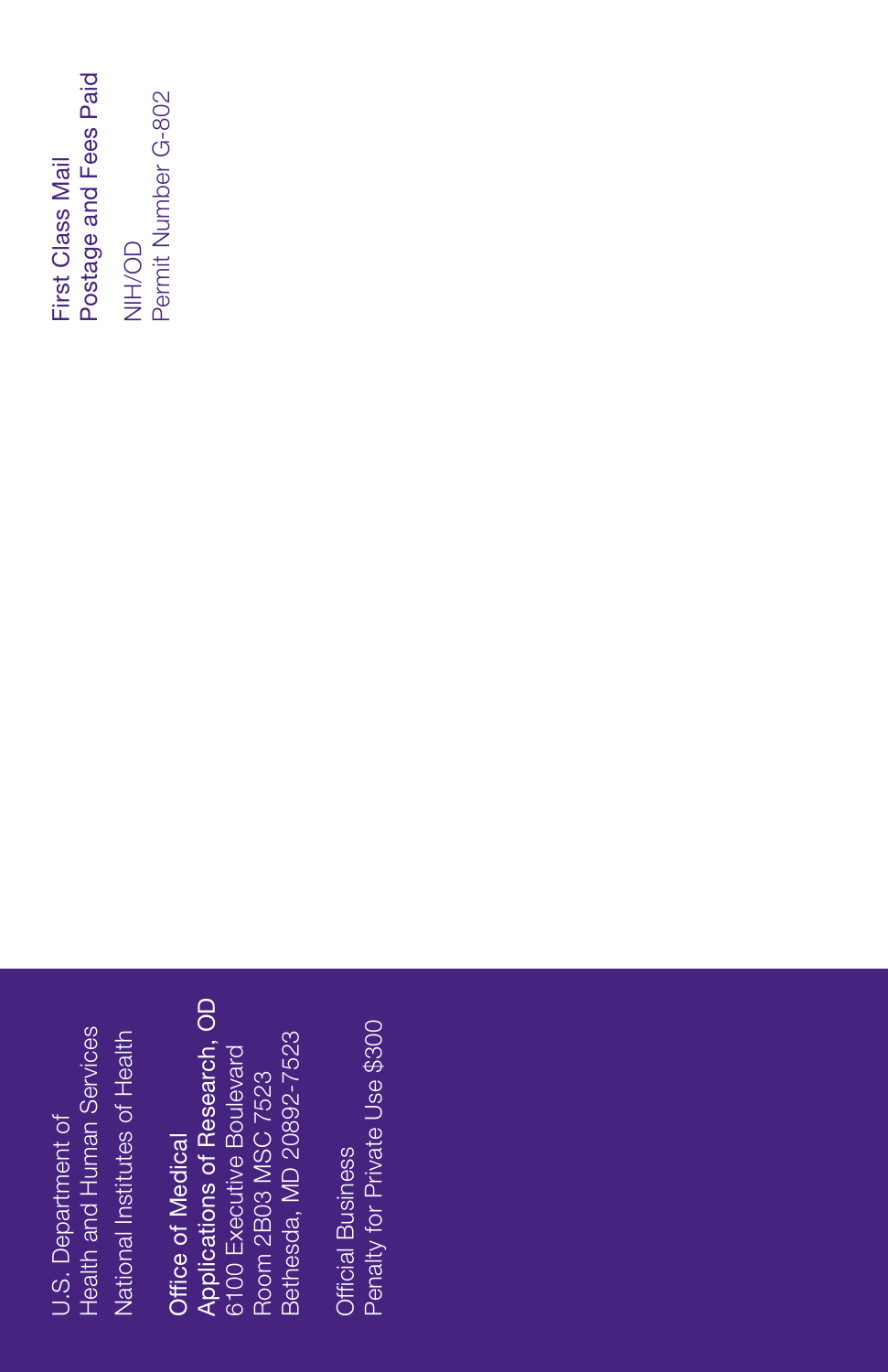U.S. Department of
Health and Human Services

National Institutes of Health

**Office of Medical Applications of Research, OD**
6100 Executive Boulevard
Room 2B03 MSC 7523
Bethesda, MD 20892-7523

Official Business
Penalty for Private Use $300

First Class Mail
Postage and Fees Paid

NIH/OD
Permit Number G-802